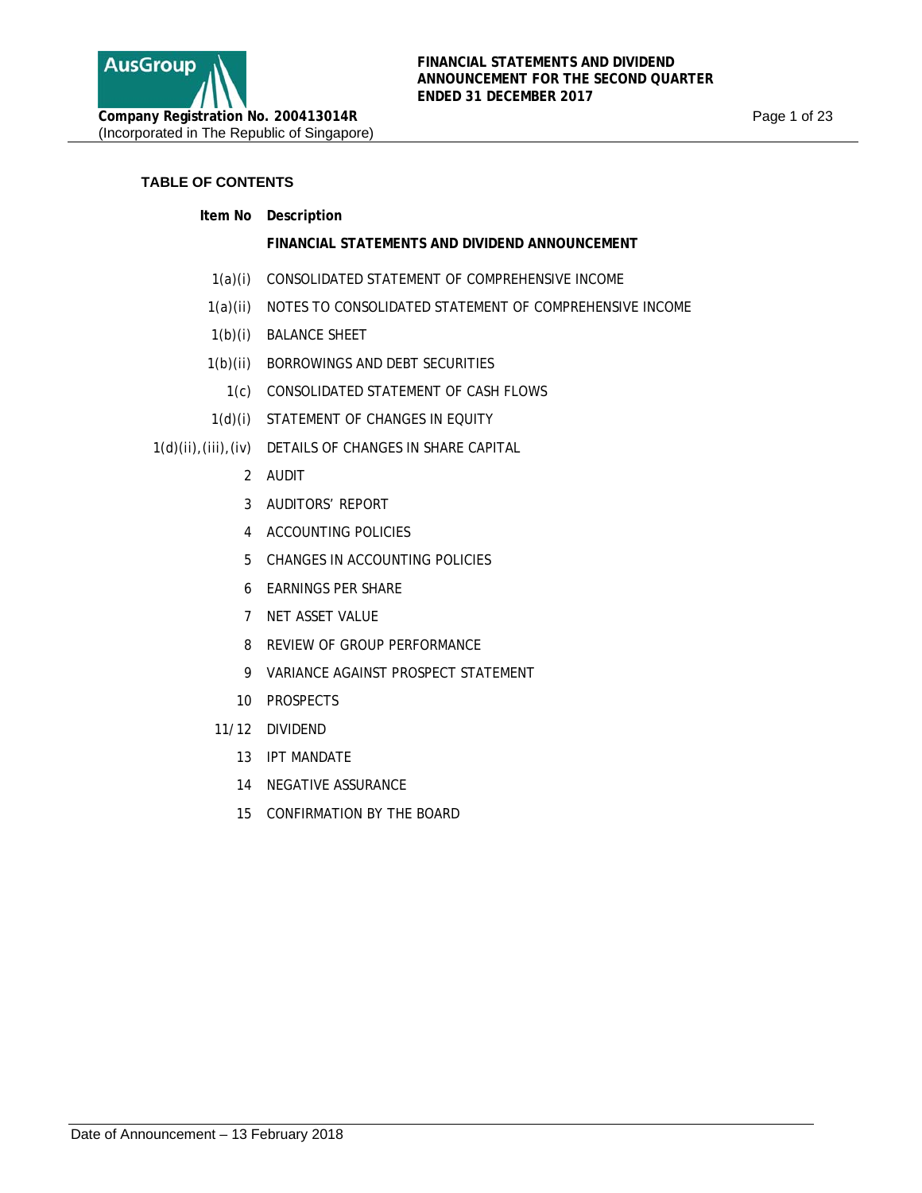**Company Registration No. 200413014R**
(Incorporated in The Republic of Singapore)

**FINANCIAL STATEMENTS AND DIVIDEND ANNOUNCEMENT FOR THE SECOND QUARTER ENDED 31 DECEMBER 2017**

## TABLE OF CONTENTS

| Item No | Description |
|---|---|
| | **FINANCIAL STATEMENTS AND DIVIDEND ANNOUNCEMENT** |
| 1(a)(i) | CONSOLIDATED STATEMENT OF COMPREHENSIVE INCOME |
| 1(a)(ii) | NOTES TO CONSOLIDATED STATEMENT OF COMPREHENSIVE INCOME |
| 1(b)(i) | BALANCE SHEET |
| 1(b)(ii) | BORROWINGS AND DEBT SECURITIES |
| 1(c) | CONSOLIDATED STATEMENT OF CASH FLOWS |
| 1(d)(i) | STATEMENT OF CHANGES IN EQUITY |
| 1(d)(ii),(iii),(iv) | DETAILS OF CHANGES IN SHARE CAPITAL |
| 2 | AUDIT |
| 3 | AUDITORS' REPORT |
| 4 | ACCOUNTING POLICIES |
| 5 | CHANGES IN ACCOUNTING POLICIES |
| 6 | EARNINGS PER SHARE |
| 7 | NET ASSET VALUE |
| 8 | REVIEW OF GROUP PERFORMANCE |
| 9 | VARIANCE AGAINST PROSPECT STATEMENT |
| 10 | PROSPECTS |
| 11/12 | DIVIDEND |
| 13 | IPT MANDATE |
| 14 | NEGATIVE ASSURANCE |
| 15 | CONFIRMATION BY THE BOARD |

Date of Announcement – 13 February 2018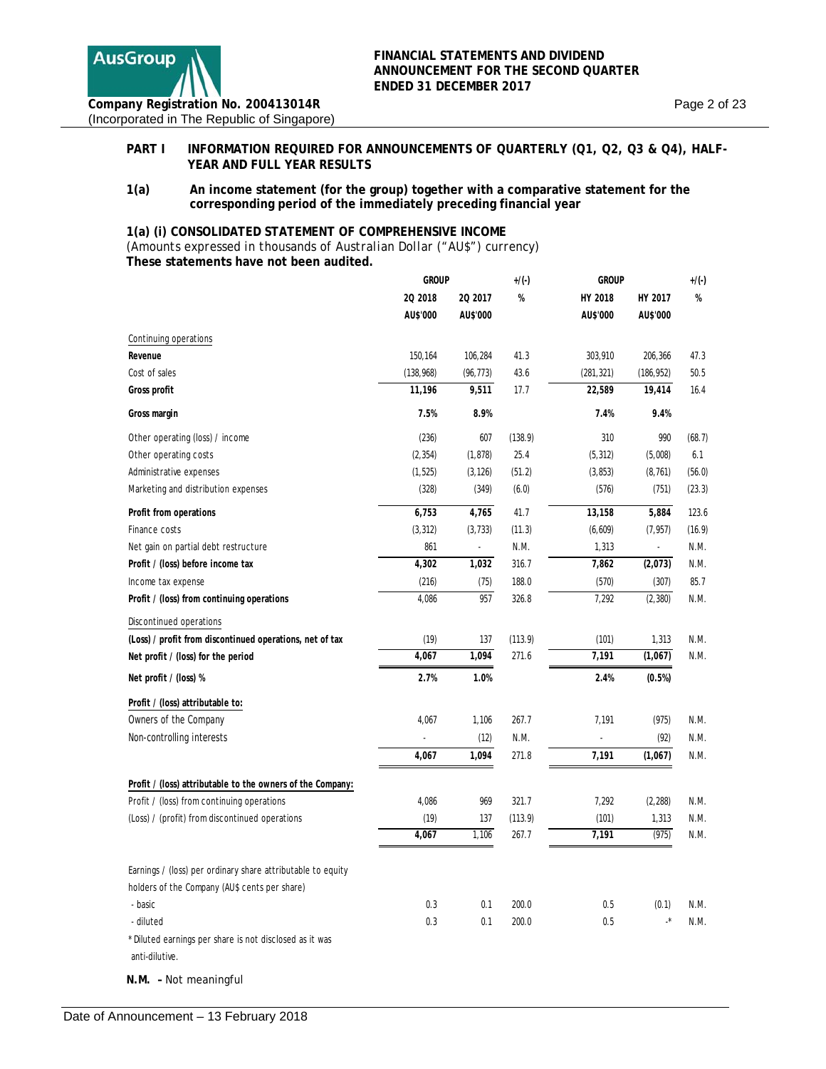## PART I INFORMATION REQUIRED FOR ANNOUNCEMENTS OF QUARTERLY (Q1, Q2, Q3 & Q4), HALF-YEAR AND FULL YEAR RESULTS

### 1(a) An income statement (for the group) together with a comparative statement for the corresponding period of the immediately preceding financial year

### 1(a) (i) CONSOLIDATED STATEMENT OF COMPREHENSIVE INCOME

*(Amounts expressed in thousands of Australian Dollar ("AU$") currency)*

**These statements have not been audited.**

| | GROUP | | +/(-) | GROUP | | +/(-) |
|---|---|---|---|---|---|---|
| | 2Q 2018 | 2Q 2017 | % | HY 2018 | HY 2017 | % |
| | AU$'000 | AU$'000 | | AU$'000 | AU$'000 | |
| Continuing operations | | | | | | |
| **Revenue** | 150,164 | 106,284 | 41.3 | 303,910 | 206,366 | 47.3 |
| Cost of sales | (138,968) | (96,773) | 43.6 | (281,321) | (186,952) | 50.5 |
| **Gross profit** | **11,196** | **9,511** | 17.7 | **22,589** | **19,414** | 16.4 |
| **Gross margin** | **7.5%** | **8.9%** | | **7.4%** | **9.4%** | |
| Other operating (loss) / income | (236) | 607 | (138.9) | 310 | 990 | (68.7) |
| Other operating costs | (2,354) | (1,878) | 25.4 | (5,312) | (5,008) | 6.1 |
| Administrative expenses | (1,525) | (3,126) | (51.2) | (3,853) | (8,761) | (56.0) |
| Marketing and distribution expenses | (328) | (349) | (6.0) | (576) | (751) | (23.3) |
| **Profit from operations** | **6,753** | **4,765** | 41.7 | **13,158** | **5,884** | 123.6 |
| Finance costs | (3,312) | (3,733) | (11.3) | (6,609) | (7,957) | (16.9) |
| Net gain on partial debt restructure | 861 | - | N.M. | 1,313 | - | N.M. |
| **Profit / (loss) before income tax** | **4,302** | **1,032** | 316.7 | **7,862** | **(2,073)** | N.M. |
| Income tax expense | (216) | (75) | 188.0 | (570) | (307) | 85.7 |
| **Profit / (loss) from continuing operations** | 4,086 | 957 | 326.8 | 7,292 | (2,380) | N.M. |
| Discontinued operations | | | | | | |
| **(Loss) / profit from discontinued operations, net of tax** | (19) | 137 | (113.9) | (101) | 1,313 | N.M. |
| **Net profit / (loss) for the period** | **4,067** | **1,094** | 271.6 | **7,191** | **(1,067)** | N.M. |
| **Net profit / (loss) %** | **2.7%** | **1.0%** | | **2.4%** | **(0.5%)** | |
| **Profit / (loss) attributable to:** | | | | | | |
| Owners of the Company | 4,067 | 1,106 | 267.7 | 7,191 | (975) | N.M. |
| Non-controlling interests | - | (12) | N.M. | - | (92) | N.M. |
| | **4,067** | **1,094** | 271.8 | **7,191** | **(1,067)** | N.M. |
| **Profit / (loss) attributable to the owners of the Company:** | | | | | | |
| Profit / (loss) from continuing operations | 4,086 | 969 | 321.7 | 7,292 | (2,288) | N.M. |
| (Loss) / (profit) from discontinued operations | (19) | 137 | (113.9) | (101) | 1,313 | N.M. |
| | **4,067** | 1,106 | 267.7 | **7,191** | (975) | N.M. |
| Earnings / (loss) per ordinary share attributable to equity holders of the Company (AU$ cents per share) | | | | | | |
| - basic | 0.3 | 0.1 | 200.0 | 0.5 | (0.1) | N.M. |
| - diluted | 0.3 | 0.1 | 200.0 | 0.5 | -* | N.M. |

\* Diluted earnings per share is not disclosed as it was anti-dilutive.

**N.M.** – Not meaningful

Date of Announcement – 13 February 2018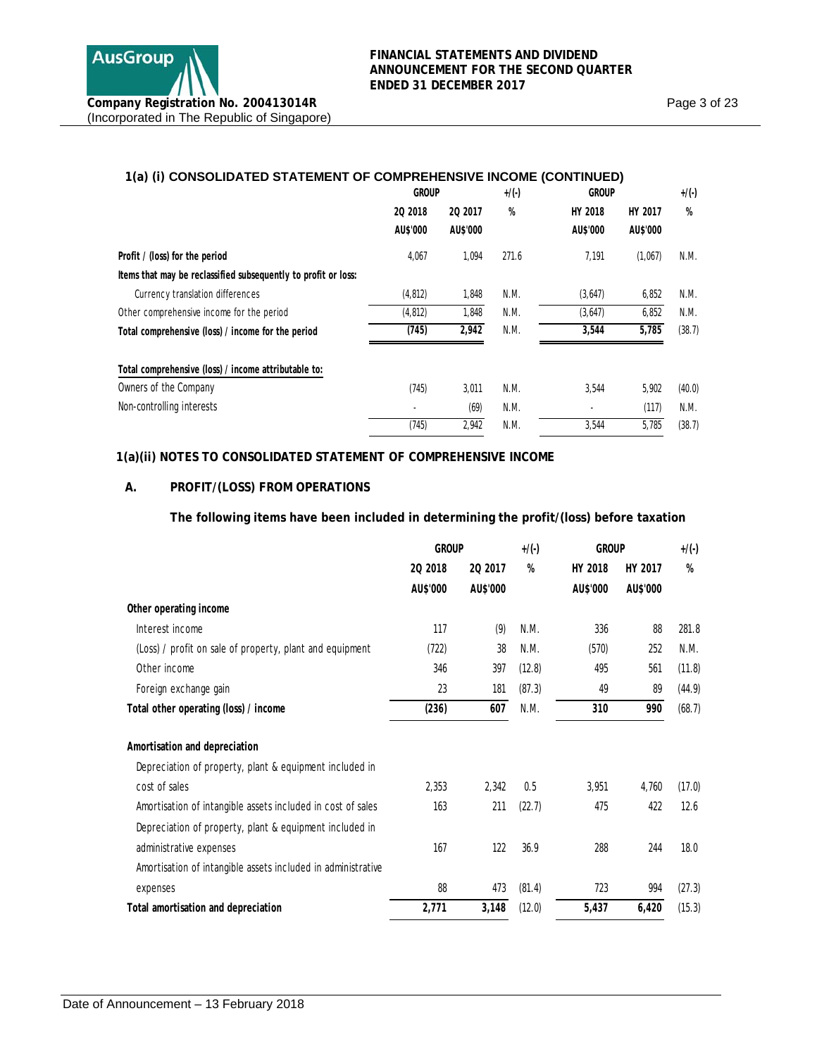## 1(a) (i) CONSOLIDATED STATEMENT OF COMPREHENSIVE INCOME (CONTINUED)

| | GROUP | | +/(-) | GROUP | | +/(-) |
|---|---|---|---|---|---|---|
| | 2Q 2018 | 2Q 2017 | % | HY 2018 | HY 2017 | % |
| | AU$'000 | AU$'000 | | AU$'000 | AU$'000 | |
| **Profit / (loss) for the period** | 4,067 | 1,094 | 271.6 | 7,191 | (1,067) | N.M. |
| **Items that may be reclassified subsequently to profit or loss:** | | | | | | |
| Currency translation differences | (4,812) | 1,848 | N.M. | (3,647) | 6,852 | N.M. |
| Other comprehensive income for the period | (4,812) | 1,848 | N.M. | (3,647) | 6,852 | N.M. |
| **Total comprehensive (loss) / income for the period** | **(745)** | **2,942** | N.M. | **3,544** | **5,785** | (38.7) |
| | | | | | | |
| **Total comprehensive (loss) / income attributable to:** | | | | | | |
| Owners of the Company | (745) | 3,011 | N.M. | 3,544 | 5,902 | (40.0) |
| Non-controlling interests | - | (69) | N.M. | - | (117) | N.M. |
| | (745) | 2,942 | N.M. | 3,544 | 5,785 | (38.7) |

## 1(a)(ii) NOTES TO CONSOLIDATED STATEMENT OF COMPREHENSIVE INCOME

### A. PROFIT/(LOSS) FROM OPERATIONS

**The following items have been included in determining the profit/(loss) before taxation**

| | GROUP | | +/(-) | GROUP | | +/(-) |
|---|---|---|---|---|---|---|
| | 2Q 2018 | 2Q 2017 | % | HY 2018 | HY 2017 | % |
| | AU$'000 | AU$'000 | | AU$'000 | AU$'000 | |
| **Other operating income** | | | | | | |
| Interest income | 117 | (9) | N.M. | 336 | 88 | 281.8 |
| (Loss) / profit on sale of property, plant and equipment | (722) | 38 | N.M. | (570) | 252 | N.M. |
| Other income | 346 | 397 | (12.8) | 495 | 561 | (11.8) |
| Foreign exchange gain | 23 | 181 | (87.3) | 49 | 89 | (44.9) |
| **Total other operating (loss) / income** | **(236)** | **607** | N.M. | **310** | **990** | (68.7) |
| | | | | | | |
| **Amortisation and depreciation** | | | | | | |
| Depreciation of property, plant & equipment included in cost of sales | 2,353 | 2,342 | 0.5 | 3,951 | 4,760 | (17.0) |
| Amortisation of intangible assets included in cost of sales | 163 | 211 | (22.7) | 475 | 422 | 12.6 |
| Depreciation of property, plant & equipment included in administrative expenses | 167 | 122 | 36.9 | 288 | 244 | 18.0 |
| Amortisation of intangible assets included in administrative expenses | 88 | 473 | (81.4) | 723 | 994 | (27.3) |
| **Total amortisation and depreciation** | **2,771** | **3,148** | (12.0) | **5,437** | **6,420** | (15.3) |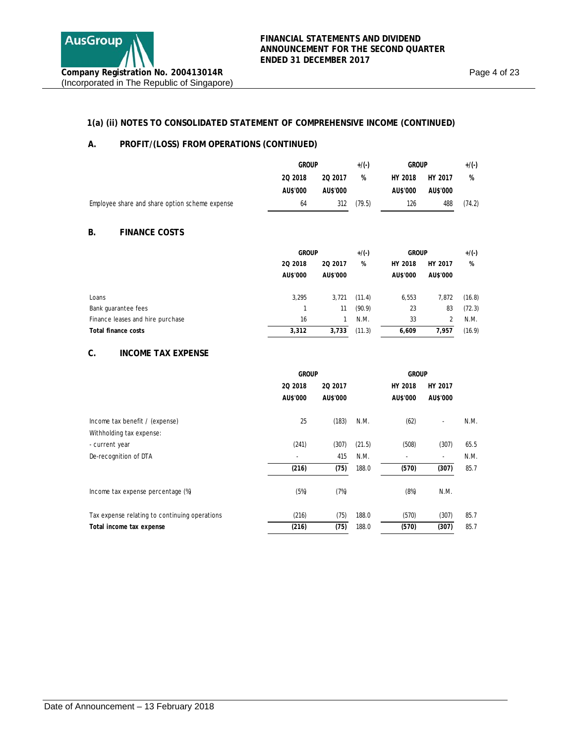## 1(a) (ii) NOTES TO CONSOLIDATED STATEMENT OF COMPREHENSIVE INCOME (CONTINUED)

### A. PROFIT/(LOSS) FROM OPERATIONS (CONTINUED)

| | GROUP | | +/(-) | GROUP | | +/(-) |
|---|---|---|---|---|---|---|
| | 2Q 2018 | 2Q 2017 | % | HY 2018 | HY 2017 | % |
| | AU$'000 | AU$'000 | | AU$'000 | AU$'000 | |
| Employee share and share option scheme expense | 64 | 312 | (79.5) | 126 | 488 | (74.2) |

### B. FINANCE COSTS

| | GROUP | | +/(-) | GROUP | | +/(-) |
|---|---|---|---|---|---|---|
| | 2Q 2018 | 2Q 2017 | % | HY 2018 | HY 2017 | % |
| | AU$'000 | AU$'000 | | AU$'000 | AU$'000 | |
| Loans | 3,295 | 3,721 | (11.4) | 6,553 | 7,872 | (16.8) |
| Bank guarantee fees | 1 | 11 | (90.9) | 23 | 83 | (72.3) |
| Finance leases and hire purchase | 16 | 1 | N.M. | 33 | 2 | N.M. |
| **Total finance costs** | **3,312** | **3,733** | (11.3) | **6,609** | **7,957** | (16.9) |

### C. INCOME TAX EXPENSE

| | GROUP | | | GROUP | | |
|---|---|---|---|---|---|---|
| | 2Q 2018 | 2Q 2017 | | HY 2018 | HY 2017 | |
| | AU$'000 | AU$'000 | | AU$'000 | AU$'000 | |
| Income tax benefit / (expense) | 25 | (183) | N.M. | (62) | - | N.M. |
| Withholding tax expense: | | | | | | |
| - current year | (241) | (307) | (21.5) | (508) | (307) | 65.5 |
| De-recognition of DTA | - | 415 | N.M. | - | - | N.M. |
| | **(216)** | **(75)** | 188.0 | **(570)** | **(307)** | 85.7 |
| Income tax expense percentage (%) | (5%) | (7%) | | (8%) | N.M. | |
| Tax expense relating to continuing operations | (216) | (75) | 188.0 | (570) | (307) | 85.7 |
| **Total income tax expense** | **(216)** | **(75)** | 188.0 | **(570)** | **(307)** | 85.7 |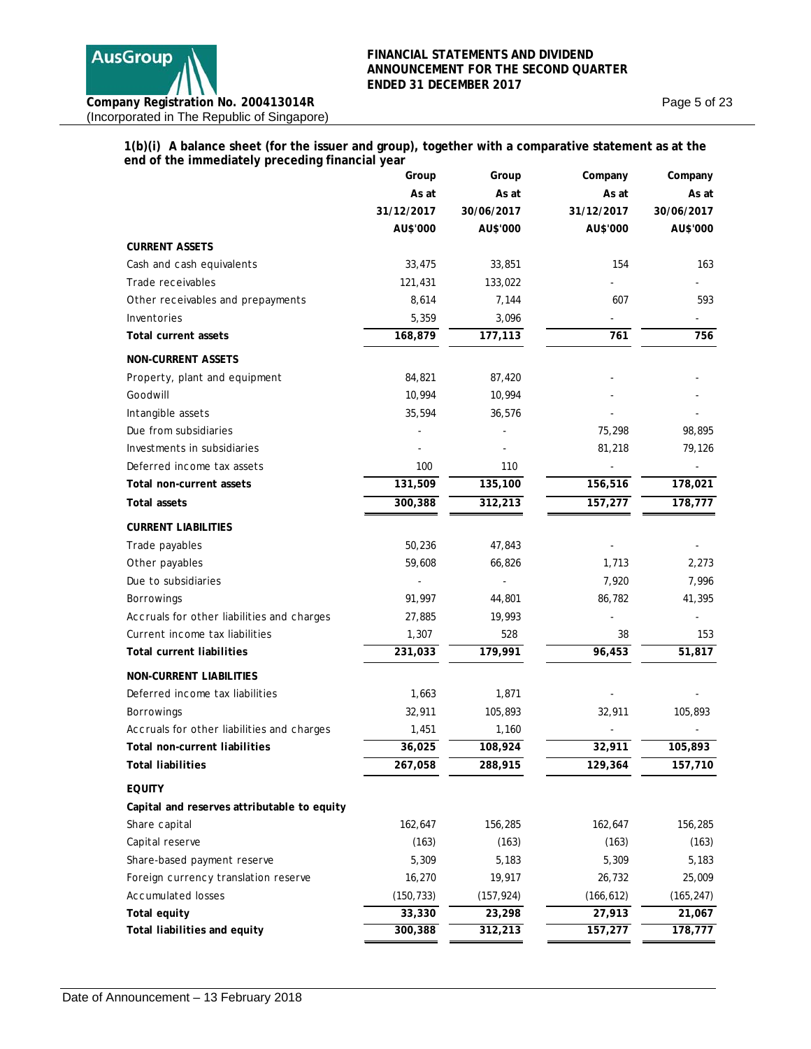**1(b)(i) A balance sheet (for the issuer and group), together with a comparative statement as at the end of the immediately preceding financial year**

| | Group | Group | Company | Company |
|---|---|---|---|---|
| | As at | As at | As at | As at |
| | 31/12/2017 | 30/06/2017 | 31/12/2017 | 30/06/2017 |
| | AU$'000 | AU$'000 | AU$'000 | AU$'000 |
| **CURRENT ASSETS** | | | | |
| Cash and cash equivalents | 33,475 | 33,851 | 154 | 163 |
| Trade receivables | 121,431 | 133,022 | - | - |
| Other receivables and prepayments | 8,614 | 7,144 | 607 | 593 |
| Inventories | 5,359 | 3,096 | - | - |
| **Total current assets** | **168,879** | **177,113** | **761** | **756** |
| **NON-CURRENT ASSETS** | | | | |
| Property, plant and equipment | 84,821 | 87,420 | - | - |
| Goodwill | 10,994 | 10,994 | - | - |
| Intangible assets | 35,594 | 36,576 | - | - |
| Due from subsidiaries | - | - | 75,298 | 98,895 |
| Investments in subsidiaries | - | - | 81,218 | 79,126 |
| Deferred income tax assets | 100 | 110 | - | - |
| **Total non-current assets** | **131,509** | **135,100** | **156,516** | **178,021** |
| **Total assets** | **300,388** | **312,213** | **157,277** | **178,777** |
| **CURRENT LIABILITIES** | | | | |
| Trade payables | 50,236 | 47,843 | - | - |
| Other payables | 59,608 | 66,826 | 1,713 | 2,273 |
| Due to subsidiaries | - | - | 7,920 | 7,996 |
| Borrowings | 91,997 | 44,801 | 86,782 | 41,395 |
| Accruals for other liabilities and charges | 27,885 | 19,993 | - | - |
| Current income tax liabilities | 1,307 | 528 | 38 | 153 |
| **Total current liabilities** | **231,033** | **179,991** | **96,453** | **51,817** |
| **NON-CURRENT LIABILITIES** | | | | |
| Deferred income tax liabilities | 1,663 | 1,871 | - | - |
| Borrowings | 32,911 | 105,893 | 32,911 | 105,893 |
| Accruals for other liabilities and charges | 1,451 | 1,160 | - | - |
| **Total non-current liabilities** | **36,025** | **108,924** | **32,911** | **105,893** |
| **Total liabilities** | **267,058** | **288,915** | **129,364** | **157,710** |
| **EQUITY** | | | | |
| **Capital and reserves attributable to equity** | | | | |
| Share capital | 162,647 | 156,285 | 162,647 | 156,285 |
| Capital reserve | (163) | (163) | (163) | (163) |
| Share-based payment reserve | 5,309 | 5,183 | 5,309 | 5,183 |
| Foreign currency translation reserve | 16,270 | 19,917 | 26,732 | 25,009 |
| Accumulated losses | (150,733) | (157,924) | (166,612) | (165,247) |
| **Total equity** | **33,330** | **23,298** | **27,913** | **21,067** |
| **Total liabilities and equity** | **300,388** | **312,213** | **157,277** | **178,777** |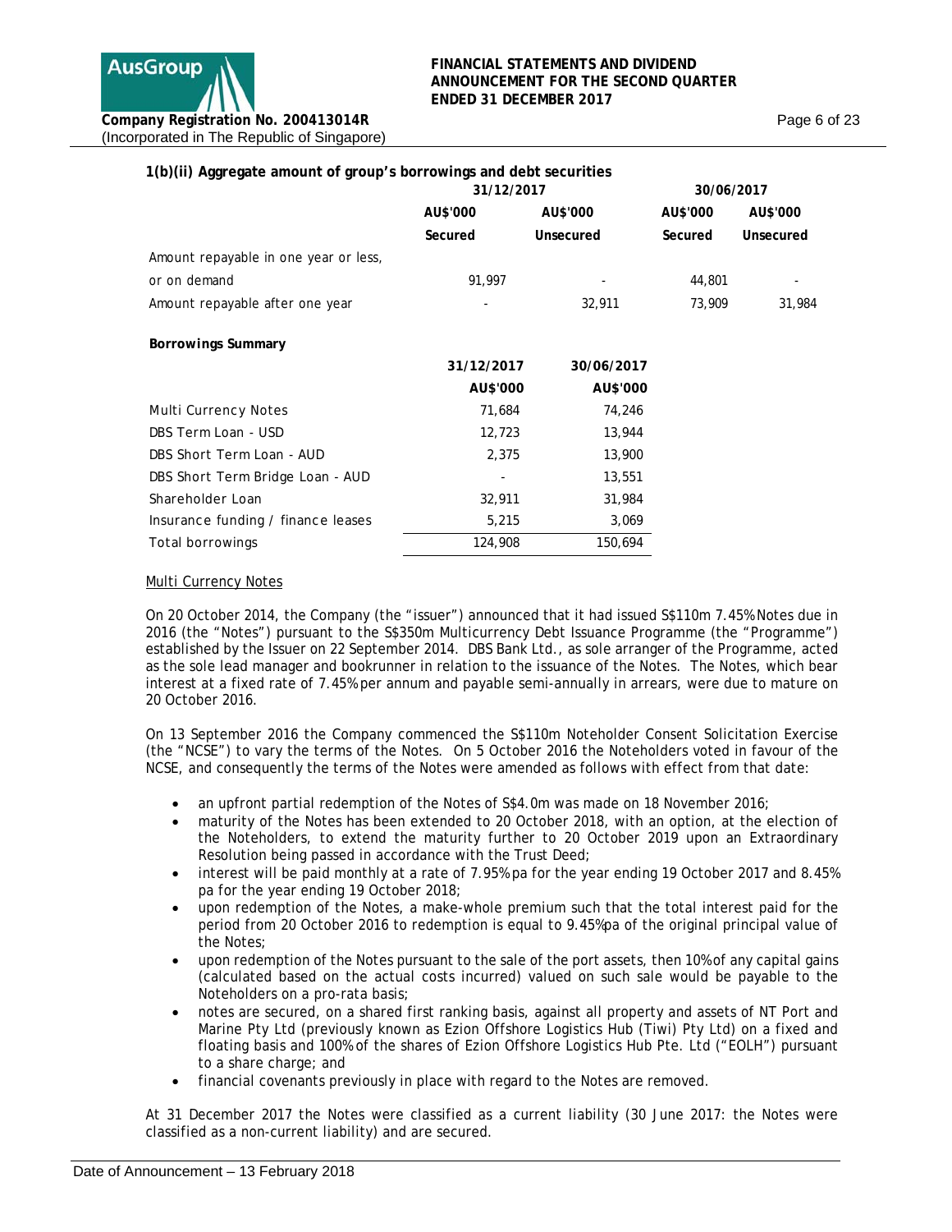### 1(b)(ii) Aggregate amount of group's borrowings and debt securities

| | 31/12/2017 | | 30/06/2017 | |
|---|---|---|---|---|
| | AU$'000 | AU$'000 | AU$'000 | AU$'000 |
| | Secured | Unsecured | Secured | Unsecured |
| Amount repayable in one year or less, or on demand | 91,997 | - | 44,801 | - |
| Amount repayable after one year | - | 32,911 | 73,909 | 31,984 |

**Borrowings Summary**

| | 31/12/2017 | 30/06/2017 |
|---|---|---|
| | AU$'000 | AU$'000 |
| Multi Currency Notes | 71,684 | 74,246 |
| DBS Term Loan - USD | 12,723 | 13,944 |
| DBS Short Term Loan - AUD | 2,375 | 13,900 |
| DBS Short Term Bridge Loan - AUD | - | 13,551 |
| Shareholder Loan | 32,911 | 31,984 |
| Insurance funding / finance leases | 5,215 | 3,069 |
| Total borrowings | 124,908 | 150,694 |

Multi Currency Notes

On 20 October 2014, the Company (the "issuer") announced that it had issued S$110m 7.45% Notes due in 2016 (the "Notes") pursuant to the S$350m Multicurrency Debt Issuance Programme (the "Programme") established by the Issuer on 22 September 2014. DBS Bank Ltd., as sole arranger of the Programme, acted as the sole lead manager and bookrunner in relation to the issuance of the Notes. The Notes, which bear interest at a fixed rate of 7.45% per annum and payable semi-annually in arrears, were due to mature on 20 October 2016.

On 13 September 2016 the Company commenced the S$110m Noteholder Consent Solicitation Exercise (the "NCSE") to vary the terms of the Notes. On 5 October 2016 the Noteholders voted in favour of the NCSE, and consequently the terms of the Notes were amended as follows with effect from that date:

- an upfront partial redemption of the Notes of S$4.0m was made on 18 November 2016;
- maturity of the Notes has been extended to 20 October 2018, with an option, at the election of the Noteholders, to extend the maturity further to 20 October 2019 upon an Extraordinary Resolution being passed in accordance with the Trust Deed;
- interest will be paid monthly at a rate of 7.95% pa for the year ending 19 October 2017 and 8.45% pa for the year ending 19 October 2018;
- upon redemption of the Notes, a make-whole premium such that the total interest paid for the period from 20 October 2016 to redemption is equal to 9.45%pa of the original principal value of the Notes;
- upon redemption of the Notes pursuant to the sale of the port assets, then 10% of any capital gains (calculated based on the actual costs incurred) valued on such sale would be payable to the Noteholders on a pro-rata basis;
- notes are secured, on a shared first ranking basis, against all property and assets of NT Port and Marine Pty Ltd (previously known as Ezion Offshore Logistics Hub (Tiwi) Pty Ltd) on a fixed and floating basis and 100% of the shares of Ezion Offshore Logistics Hub Pte. Ltd ("EOLH") pursuant to a share charge; and
- financial covenants previously in place with regard to the Notes are removed.

At 31 December 2017 the Notes were classified as a current liability (30 June 2017: the Notes were classified as a non-current liability) and are secured.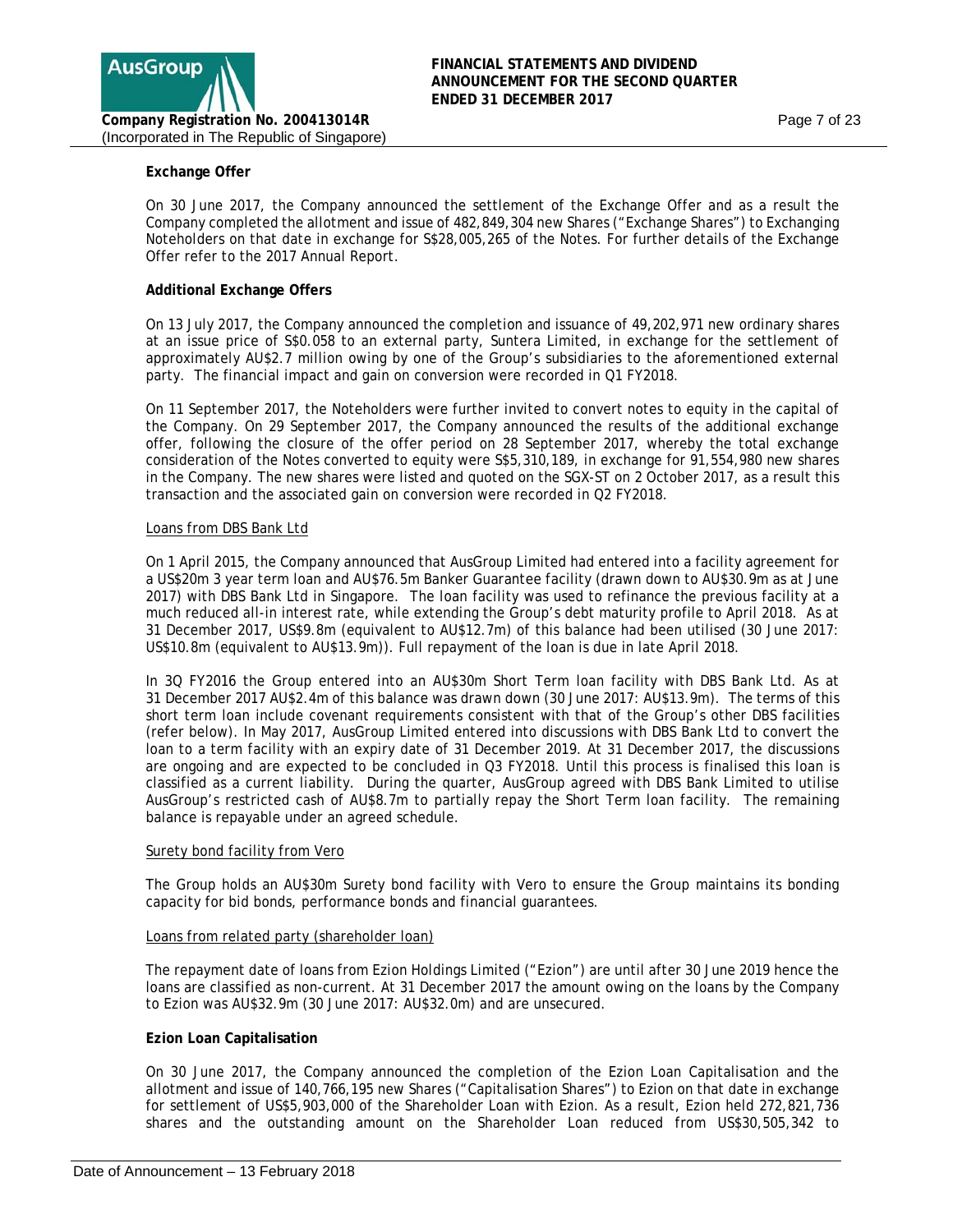**Exchange Offer**

On 30 June 2017, the Company announced the settlement of the Exchange Offer and as a result the Company completed the allotment and issue of 482,849,304 new Shares ("Exchange Shares") to Exchanging Noteholders on that date in exchange for S$28,005,265 of the Notes. For further details of the Exchange Offer refer to the 2017 Annual Report.

**Additional Exchange Offers**

On 13 July 2017, the Company announced the completion and issuance of 49,202,971 new ordinary shares at an issue price of S$0.058 to an external party, Suntera Limited, in exchange for the settlement of approximately AU$2.7 million owing by one of the Group's subsidiaries to the aforementioned external party. The financial impact and gain on conversion were recorded in Q1 FY2018.

On 11 September 2017, the Noteholders were further invited to convert notes to equity in the capital of the Company. On 29 September 2017, the Company announced the results of the additional exchange offer, following the closure of the offer period on 28 September 2017, whereby the total exchange consideration of the Notes converted to equity were S$5,310,189, in exchange for 91,554,980 new shares in the Company. The new shares were listed and quoted on the SGX-ST on 2 October 2017, as a result this transaction and the associated gain on conversion were recorded in Q2 FY2018.

Loans from DBS Bank Ltd

On 1 April 2015, the Company announced that AusGroup Limited had entered into a facility agreement for a US$20m 3 year term loan and AU$76.5m Banker Guarantee facility (drawn down to AU$30.9m as at June 2017) with DBS Bank Ltd in Singapore. The loan facility was used to refinance the previous facility at a much reduced all-in interest rate, while extending the Group's debt maturity profile to April 2018. As at 31 December 2017, US$9.8m (equivalent to AU$12.7m) of this balance had been utilised (30 June 2017: US$10.8m (equivalent to AU$13.9m)). Full repayment of the loan is due in late April 2018.

In 3Q FY2016 the Group entered into an AU$30m Short Term loan facility with DBS Bank Ltd. As at 31 December 2017 AU$2.4m of this balance was drawn down (30 June 2017: AU$13.9m). The terms of this short term loan include covenant requirements consistent with that of the Group's other DBS facilities (refer below). In May 2017, AusGroup Limited entered into discussions with DBS Bank Ltd to convert the loan to a term facility with an expiry date of 31 December 2019. At 31 December 2017, the discussions are ongoing and are expected to be concluded in Q3 FY2018. Until this process is finalised this loan is classified as a current liability. During the quarter, AusGroup agreed with DBS Bank Limited to utilise AusGroup's restricted cash of AU$8.7m to partially repay the Short Term loan facility. The remaining balance is repayable under an agreed schedule.

Surety bond facility from Vero

The Group holds an AU$30m Surety bond facility with Vero to ensure the Group maintains its bonding capacity for bid bonds, performance bonds and financial guarantees.

Loans from related party (shareholder loan)

The repayment date of loans from Ezion Holdings Limited ("Ezion") are until after 30 June 2019 hence the loans are classified as non-current. At 31 December 2017 the amount owing on the loans by the Company to Ezion was AU$32.9m (30 June 2017: AU$32.0m) and are unsecured.

**Ezion Loan Capitalisation**

On 30 June 2017, the Company announced the completion of the Ezion Loan Capitalisation and the allotment and issue of 140,766,195 new Shares ("Capitalisation Shares") to Ezion on that date in exchange for settlement of US$5,903,000 of the Shareholder Loan with Ezion. As a result, Ezion held 272,821,736 shares and the outstanding amount on the Shareholder Loan reduced from US$30,505,342 to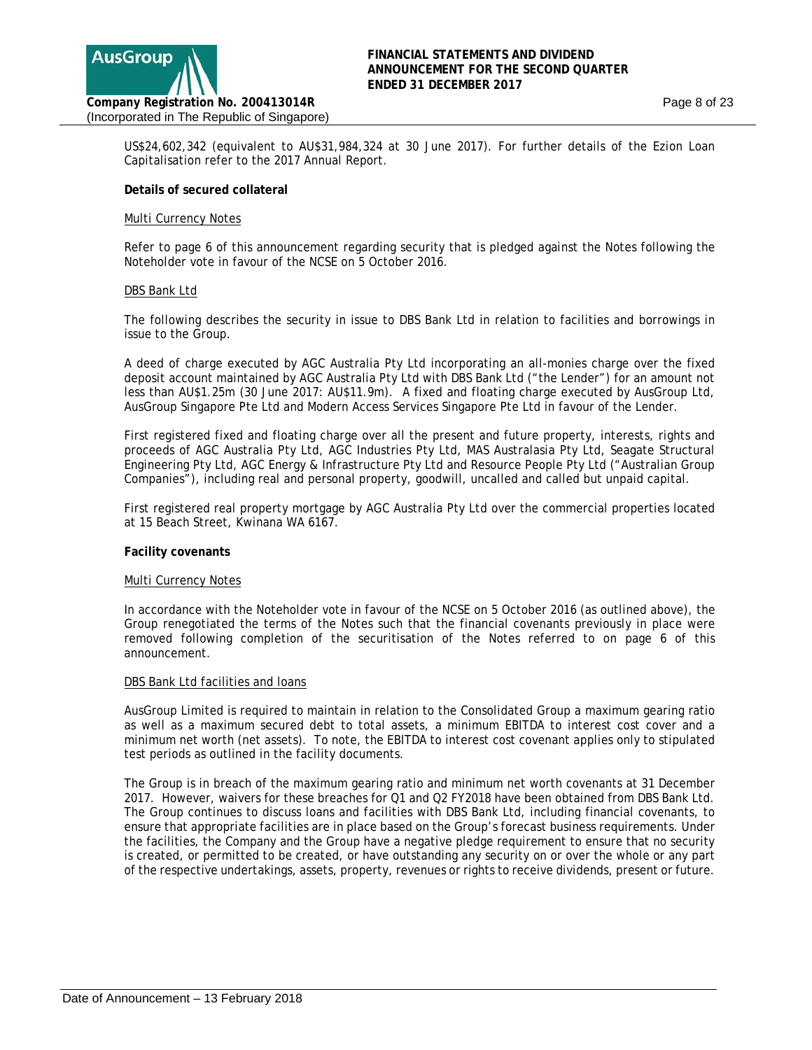US$24,602,342 (equivalent to AU$31,984,324 at 30 June 2017). For further details of the Ezion Loan Capitalisation refer to the 2017 Annual Report.

**Details of secured collateral**

Multi Currency Notes

Refer to page 6 of this announcement regarding security that is pledged against the Notes following the Noteholder vote in favour of the NCSE on 5 October 2016.

DBS Bank Ltd

The following describes the security in issue to DBS Bank Ltd in relation to facilities and borrowings in issue to the Group.

A deed of charge executed by AGC Australia Pty Ltd incorporating an all-monies charge over the fixed deposit account maintained by AGC Australia Pty Ltd with DBS Bank Ltd ("the Lender") for an amount not less than AU$1.25m (30 June 2017: AU$11.9m). A fixed and floating charge executed by AusGroup Ltd, AusGroup Singapore Pte Ltd and Modern Access Services Singapore Pte Ltd in favour of the Lender.

First registered fixed and floating charge over all the present and future property, interests, rights and proceeds of AGC Australia Pty Ltd, AGC Industries Pty Ltd, MAS Australasia Pty Ltd, Seagate Structural Engineering Pty Ltd, AGC Energy & Infrastructure Pty Ltd and Resource People Pty Ltd ("Australian Group Companies"), including real and personal property, goodwill, uncalled and called but unpaid capital.

First registered real property mortgage by AGC Australia Pty Ltd over the commercial properties located at 15 Beach Street, Kwinana WA 6167.

**Facility covenants**

Multi Currency Notes

In accordance with the Noteholder vote in favour of the NCSE on 5 October 2016 (as outlined above), the Group renegotiated the terms of the Notes such that the financial covenants previously in place were removed following completion of the securitisation of the Notes referred to on page 6 of this announcement.

DBS Bank Ltd facilities and loans

AusGroup Limited is required to maintain in relation to the Consolidated Group a maximum gearing ratio as well as a maximum secured debt to total assets, a minimum EBITDA to interest cost cover and a minimum net worth (net assets). To note, the EBITDA to interest cost covenant applies only to stipulated test periods as outlined in the facility documents.

The Group is in breach of the maximum gearing ratio and minimum net worth covenants at 31 December 2017. However, waivers for these breaches for Q1 and Q2 FY2018 have been obtained from DBS Bank Ltd. The Group continues to discuss loans and facilities with DBS Bank Ltd, including financial covenants, to ensure that appropriate facilities are in place based on the Group's forecast business requirements. Under the facilities, the Company and the Group have a negative pledge requirement to ensure that no security is created, or permitted to be created, or have outstanding any security on or over the whole or any part of the respective undertakings, assets, property, revenues or rights to receive dividends, present or future.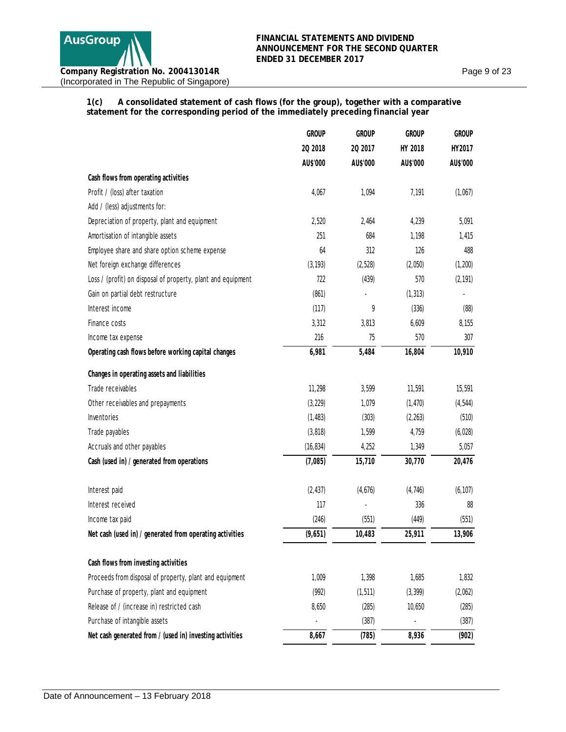**1(c) A consolidated statement of cash flows (for the group), together with a comparative statement for the corresponding period of the immediately preceding financial year**

| | GROUP 2Q 2018 AU$'000 | GROUP 2Q 2017 AU$'000 | GROUP HY 2018 AU$'000 | GROUP HY2017 AU$'000 |
|---|---|---|---|---|
| **Cash flows from operating activities** | | | | |
| Profit / (loss) after taxation | 4,067 | 1,094 | 7,191 | (1,067) |
| Add / (less) adjustments for: | | | | |
| Depreciation of property, plant and equipment | 2,520 | 2,464 | 4,239 | 5,091 |
| Amortisation of intangible assets | 251 | 684 | 1,198 | 1,415 |
| Employee share and share option scheme expense | 64 | 312 | 126 | 488 |
| Net foreign exchange differences | (3,193) | (2,528) | (2,050) | (1,200) |
| Loss / (profit) on disposal of property, plant and equipment | 722 | (439) | 570 | (2,191) |
| Gain on partial debt restructure | (861) | - | (1,313) | - |
| Interest income | (117) | 9 | (336) | (88) |
| Finance costs | 3,312 | 3,813 | 6,609 | 8,155 |
| Income tax expense | 216 | 75 | 570 | 307 |
| **Operating cash flows before working capital changes** | **6,981** | **5,484** | **16,804** | **10,910** |
| **Changes in operating assets and liabilities** | | | | |
| Trade receivables | 11,298 | 3,599 | 11,591 | 15,591 |
| Other receivables and prepayments | (3,229) | 1,079 | (1,470) | (4,544) |
| Inventories | (1,483) | (303) | (2,263) | (510) |
| Trade payables | (3,818) | 1,599 | 4,759 | (6,028) |
| Accruals and other payables | (16,834) | 4,252 | 1,349 | 5,057 |
| **Cash (used in) / generated from operations** | **(7,085)** | **15,710** | **30,770** | **20,476** |
| Interest paid | (2,437) | (4,676) | (4,746) | (6,107) |
| Interest received | 117 | - | 336 | 88 |
| Income tax paid | (246) | (551) | (449) | (551) |
| **Net cash (used in) / generated from operating activities** | **(9,651)** | **10,483** | **25,911** | **13,906** |
| **Cash flows from investing activities** | | | | |
| Proceeds from disposal of property, plant and equipment | 1,009 | 1,398 | 1,685 | 1,832 |
| Purchase of property, plant and equipment | (992) | (1,511) | (3,399) | (2,062) |
| Release of / (increase in) restricted cash | 8,650 | (285) | 10,650 | (285) |
| Purchase of intangible assets | - | (387) | - | (387) |
| **Net cash generated from / (used in) investing activities** | **8,667** | **(785)** | **8,936** | **(902)** |

Date of Announcement – 13 February 2018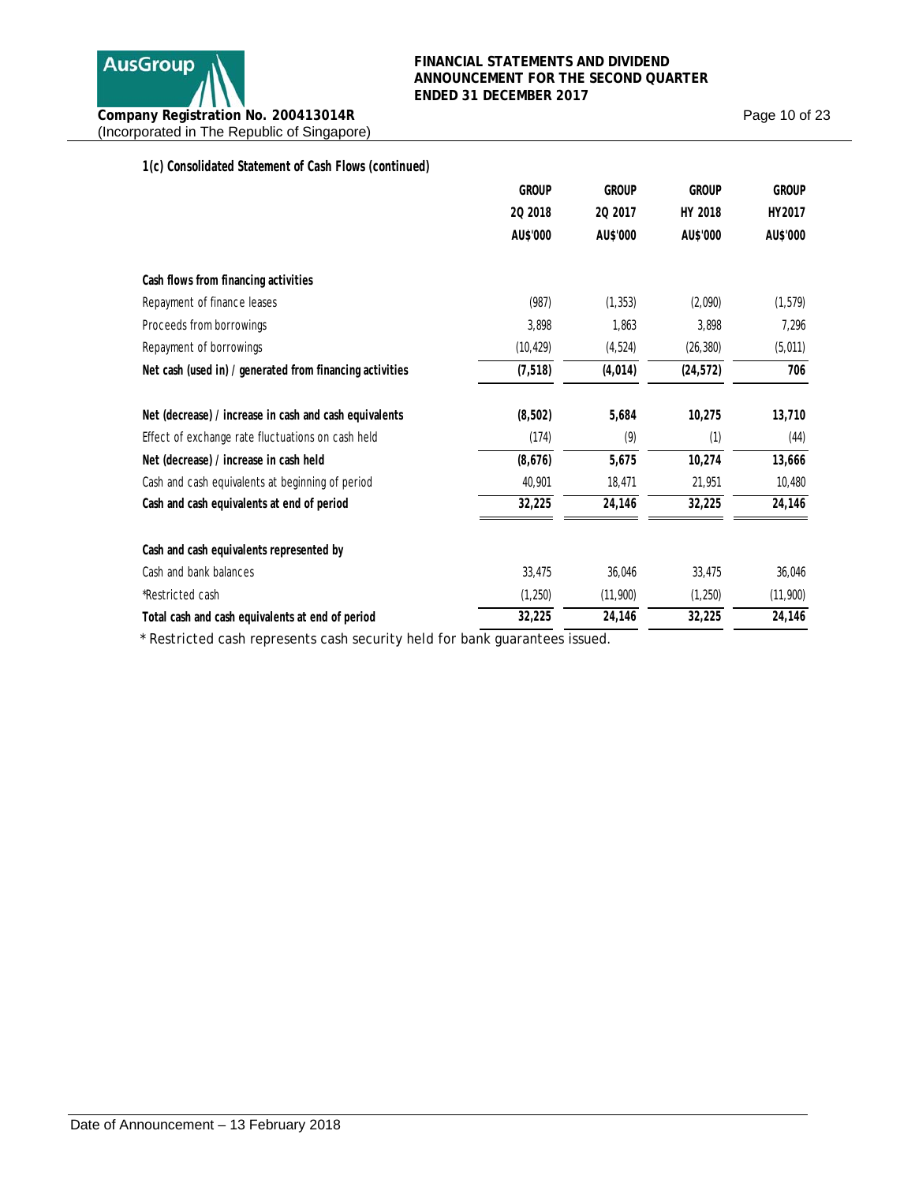### 1(c) Consolidated Statement of Cash Flows (continued)

| | GROUP 2Q 2018 AU$'000 | GROUP 2Q 2017 AU$'000 | GROUP HY 2018 AU$'000 | GROUP HY2017 AU$'000 |
|---|---|---|---|---|
| **Cash flows from financing activities** | | | | |
| Repayment of finance leases | (987) | (1,353) | (2,090) | (1,579) |
| Proceeds from borrowings | 3,898 | 1,863 | 3,898 | 7,296 |
| Repayment of borrowings | (10,429) | (4,524) | (26,380) | (5,011) |
| **Net cash (used in) / generated from financing activities** | **(7,518)** | **(4,014)** | **(24,572)** | **706** |
| **Net (decrease) / increase in cash and cash equivalents** | **(8,502)** | **5,684** | **10,275** | **13,710** |
| Effect of exchange rate fluctuations on cash held | (174) | (9) | (1) | (44) |
| **Net (decrease) / increase in cash held** | **(8,676)** | **5,675** | **10,274** | **13,666** |
| Cash and cash equivalents at beginning of period | 40,901 | 18,471 | 21,951 | 10,480 |
| **Cash and cash equivalents at end of period** | **32,225** | **24,146** | **32,225** | **24,146** |
| **Cash and cash equivalents represented by** | | | | |
| Cash and bank balances | 33,475 | 36,046 | 33,475 | 36,046 |
| *Restricted cash | (1,250) | (11,900) | (1,250) | (11,900) |
| **Total cash and cash equivalents at end of period** | **32,225** | **24,146** | **32,225** | **24,146** |

* Restricted cash represents cash security held for bank guarantees issued.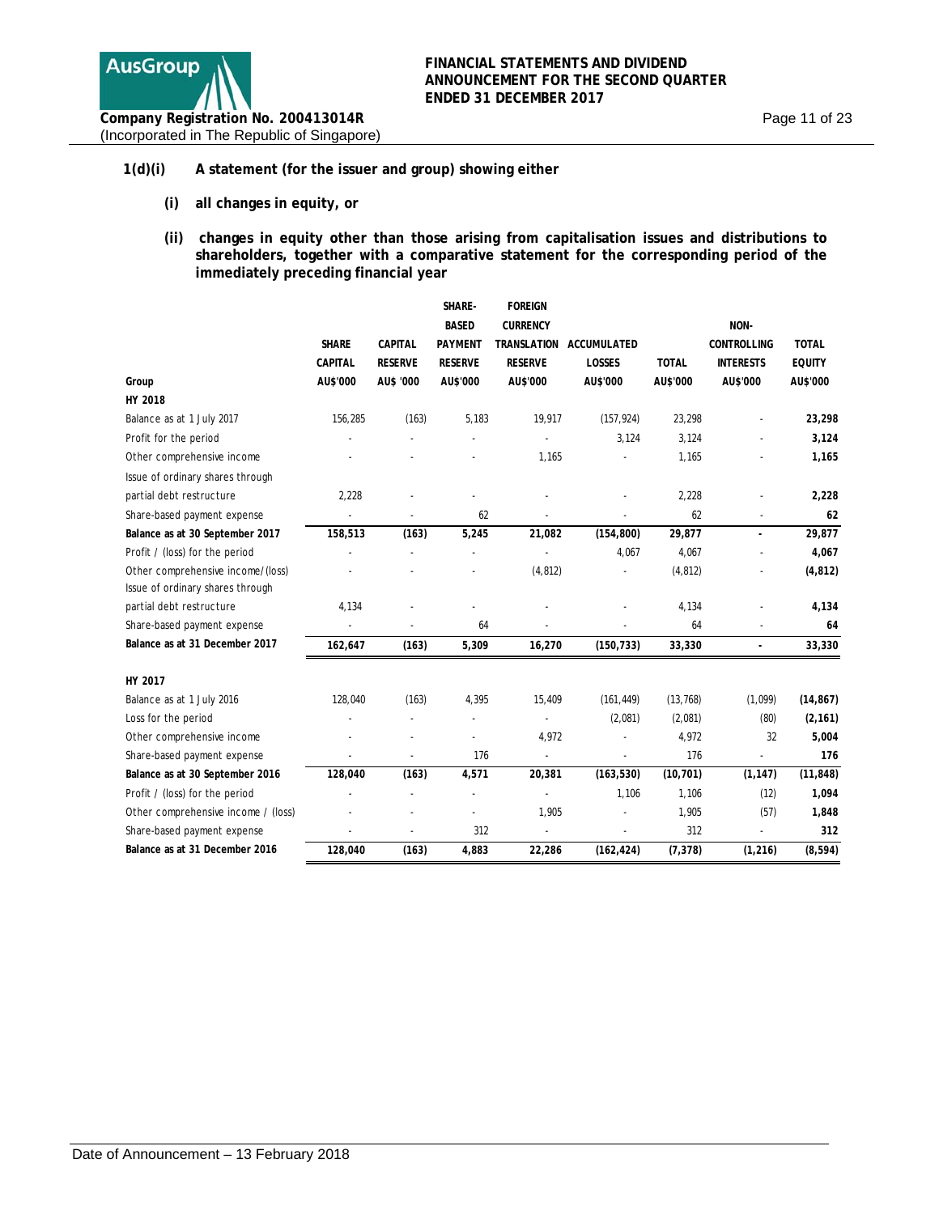1(d)(i) **A statement (for the issuer and group) showing either**

(i) **all changes in equity, or**

(ii) **changes in equity other than those arising from capitalisation issues and distributions to shareholders, together with a comparative statement for the corresponding period of the immediately preceding financial year**

| Group | SHARE CAPITAL AU$'000 | CAPITAL RESERVE AU$ '000 | SHARE-BASED PAYMENT RESERVE AU$'000 | FOREIGN CURRENCY TRANSLATION RESERVE AU$'000 | ACCUMULATED LOSSES AU$'000 | TOTAL AU$'000 | NON-CONTROLLING INTERESTS AU$'000 | TOTAL EQUITY AU$'000 |
|---|---|---|---|---|---|---|---|---|
| **HY 2018** | | | | | | | | |
| Balance as at 1 July 2017 | 156,285 | (163) | 5,183 | 19,917 | (157,924) | 23,298 | - | **23,298** |
| Profit for the period | - | - | - | - | 3,124 | 3,124 | - | **3,124** |
| Other comprehensive income | - | - | - | 1,165 | - | 1,165 | - | **1,165** |
| Issue of ordinary shares through partial debt restructure | 2,228 | - | - | - | - | 2,228 | - | **2,228** |
| Share-based payment expense | - | - | 62 | - | - | 62 | - | **62** |
| **Balance as at 30 September 2017** | **158,513** | **(163)** | **5,245** | **21,082** | **(154,800)** | **29,877** | **-** | **29,877** |
| Profit / (loss) for the period | - | - | - | - | 4,067 | 4,067 | - | **4,067** |
| Other comprehensive income/(loss) | - | - | - | (4,812) | - | (4,812) | - | **(4,812)** |
| Issue of ordinary shares through partial debt restructure | 4,134 | - | - | - | - | 4,134 | - | **4,134** |
| Share-based payment expense | - | - | 64 | - | - | 64 | - | **64** |
| **Balance as at 31 December 2017** | **162,647** | **(163)** | **5,309** | **16,270** | **(150,733)** | **33,330** | **-** | **33,330** |
| **HY 2017** | | | | | | | | |
| Balance as at 1 July 2016 | 128,040 | (163) | 4,395 | 15,409 | (161,449) | (13,768) | (1,099) | **(14,867)** |
| Loss for the period | - | - | - | - | (2,081) | (2,081) | (80) | **(2,161)** |
| Other comprehensive income | - | - | - | 4,972 | - | 4,972 | 32 | **5,004** |
| Share-based payment expense | - | - | 176 | - | - | 176 | - | **176** |
| **Balance as at 30 September 2016** | **128,040** | **(163)** | **4,571** | **20,381** | **(163,530)** | **(10,701)** | **(1,147)** | **(11,848)** |
| Profit / (loss) for the period | - | - | - | - | 1,106 | 1,106 | (12) | **1,094** |
| Other comprehensive income / (loss) | - | - | - | 1,905 | - | 1,905 | (57) | **1,848** |
| Share-based payment expense | - | - | 312 | - | - | 312 | - | **312** |
| **Balance as at 31 December 2016** | **128,040** | **(163)** | **4,883** | **22,286** | **(162,424)** | **(7,378)** | **(1,216)** | **(8,594)** |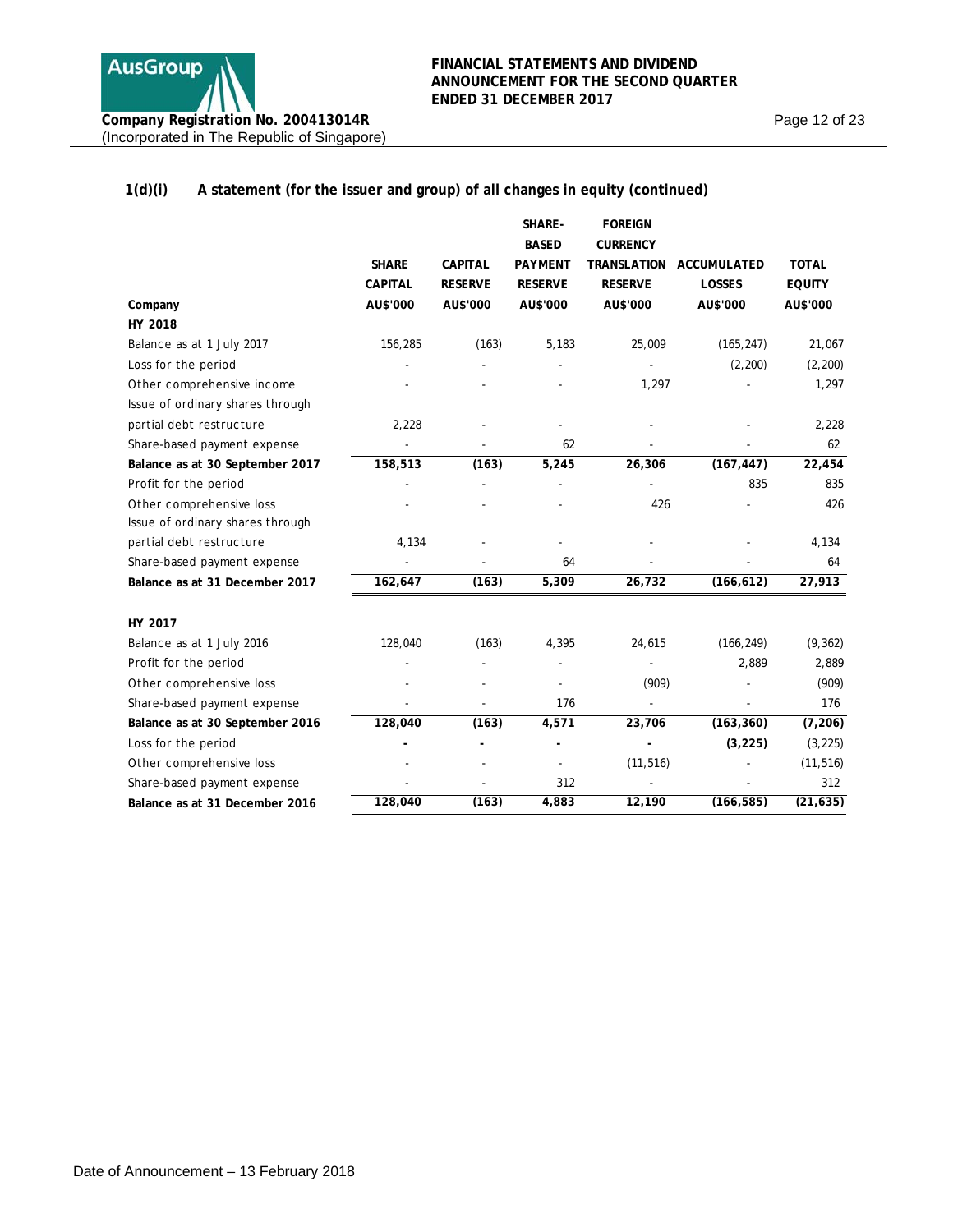### 1(d)(i) A statement (for the issuer and group) of all changes in equity (continued)

| Company | SHARE CAPITAL AU$'000 | CAPITAL RESERVE AU$'000 | SHARE-BASED PAYMENT RESERVE AU$'000 | FOREIGN CURRENCY TRANSLATION RESERVE AU$'000 | ACCUMULATED LOSSES AU$'000 | TOTAL EQUITY AU$'000 |
|---|---|---|---|---|---|---|
| **HY 2018** | | | | | | |
| Balance as at 1 July 2017 | 156,285 | (163) | 5,183 | 25,009 | (165,247) | 21,067 |
| Loss for the period | - | - | - | - | (2,200) | (2,200) |
| Other comprehensive income | - | - | - | 1,297 | - | 1,297 |
| Issue of ordinary shares through partial debt restructure | 2,228 | - | - | - | - | 2,228 |
| Share-based payment expense | - | - | 62 | - | - | 62 |
| **Balance as at 30 September 2017** | **158,513** | **(163)** | **5,245** | **26,306** | **(167,447)** | **22,454** |
| Profit for the period | - | - | - | - | 835 | 835 |
| Other comprehensive loss | - | - | - | 426 | - | 426 |
| Issue of ordinary shares through partial debt restructure | 4,134 | - | - | - | - | 4,134 |
| Share-based payment expense | - | - | 64 | - | - | 64 |
| **Balance as at 31 December 2017** | **162,647** | **(163)** | **5,309** | **26,732** | **(166,612)** | **27,913** |
| | | | | | | |
| **HY 2017** | | | | | | |
| Balance as at 1 July 2016 | 128,040 | (163) | 4,395 | 24,615 | (166,249) | (9,362) |
| Profit for the period | - | - | - | - | 2,889 | 2,889 |
| Other comprehensive loss | - | - | - | (909) | - | (909) |
| Share-based payment expense | - | - | 176 | - | - | 176 |
| **Balance as at 30 September 2016** | **128,040** | **(163)** | **4,571** | **23,706** | **(163,360)** | **(7,206)** |
| Loss for the period | **-** | **-** | **-** | **-** | **(3,225)** | (3,225) |
| Other comprehensive loss | - | - | - | (11,516) | - | (11,516) |
| Share-based payment expense | - | - | 312 | - | - | 312 |
| **Balance as at 31 December 2016** | **128,040** | **(163)** | **4,883** | **12,190** | **(166,585)** | **(21,635)** |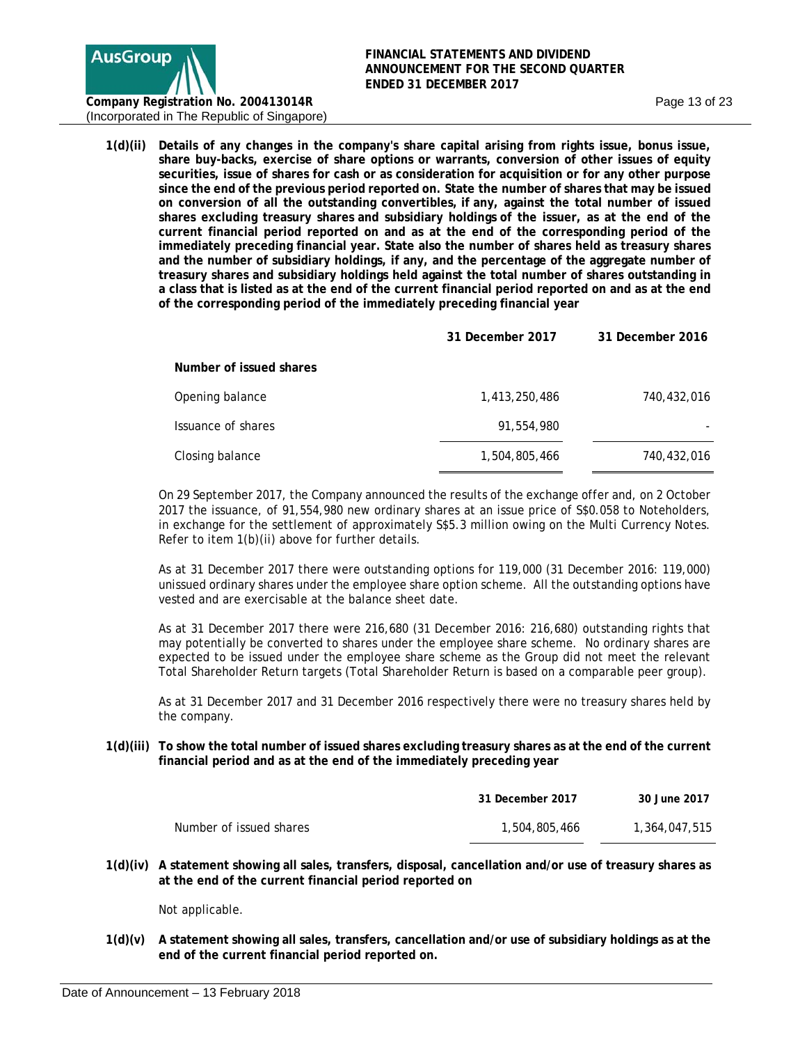**1(d)(ii) Details of any changes in the company's share capital arising from rights issue, bonus issue, share buy-backs, exercise of share options or warrants, conversion of other issues of equity securities, issue of shares for cash or as consideration for acquisition or for any other purpose since the end of the previous period reported on. State the number of shares that may be issued on conversion of all the outstanding convertibles, if any, against the total number of issued shares excluding treasury shares and subsidiary holdings of the issuer, as at the end of the current financial period reported on and as at the end of the corresponding period of the immediately preceding financial year. State also the number of shares held as treasury shares and the number of subsidiary holdings, if any, and the percentage of the aggregate number of treasury shares and subsidiary holdings held against the total number of shares outstanding in a class that is listed as at the end of the current financial period reported on and as at the end of the corresponding period of the immediately preceding financial year**

| | 31 December 2017 | 31 December 2016 |
|---|---|---|
| **Number of issued shares** | | |
| Opening balance | 1,413,250,486 | 740,432,016 |
| Issuance of shares | 91,554,980 | - |
| Closing balance | 1,504,805,466 | 740,432,016 |

On 29 September 2017, the Company announced the results of the exchange offer and, on 2 October 2017 the issuance, of 91,554,980 new ordinary shares at an issue price of S$0.058 to Noteholders, in exchange for the settlement of approximately S$5.3 million owing on the Multi Currency Notes. Refer to item 1(b)(ii) above for further details.

As at 31 December 2017 there were outstanding options for 119,000 (31 December 2016: 119,000) unissued ordinary shares under the employee share option scheme. All the outstanding options have vested and are exercisable at the balance sheet date.

As at 31 December 2017 there were 216,680 (31 December 2016: 216,680) outstanding rights that may potentially be converted to shares under the employee share scheme. No ordinary shares are expected to be issued under the employee share scheme as the Group did not meet the relevant Total Shareholder Return targets (Total Shareholder Return is based on a comparable peer group).

As at 31 December 2017 and 31 December 2016 respectively there were no treasury shares held by the company.

**1(d)(iii) To show the total number of issued shares excluding treasury shares as at the end of the current financial period and as at the end of the immediately preceding year**

| | 31 December 2017 | 30 June 2017 |
|---|---|---|
| Number of issued shares | 1,504,805,466 | 1,364,047,515 |

**1(d)(iv) A statement showing all sales, transfers, disposal, cancellation and/or use of treasury shares as at the end of the current financial period reported on**

Not applicable.

**1(d)(v) A statement showing all sales, transfers, cancellation and/or use of subsidiary holdings as at the end of the current financial period reported on.**

Date of Announcement – 13 February 2018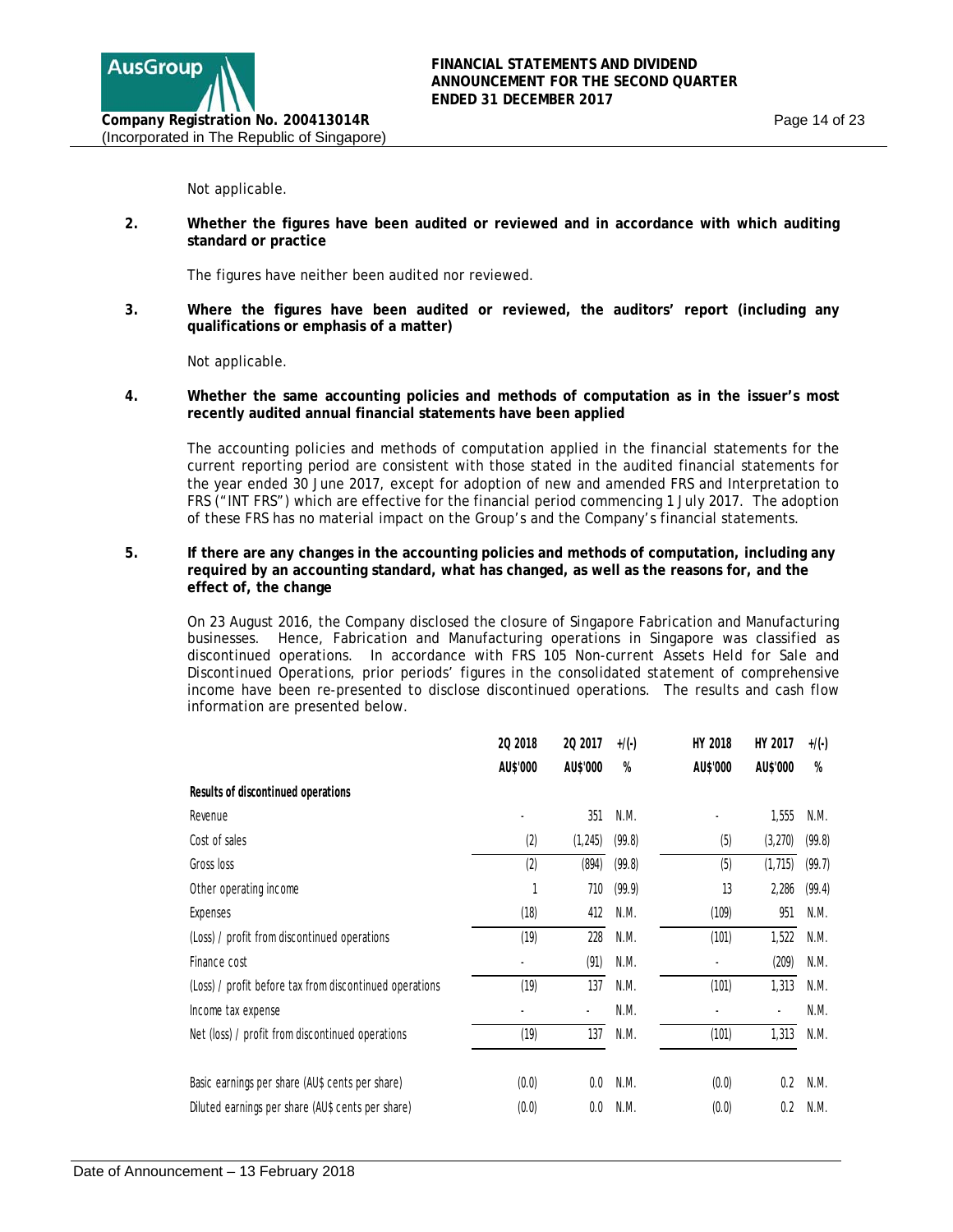Not applicable.

**2. Whether the figures have been audited or reviewed and in accordance with which auditing standard or practice**

The figures have neither been audited nor reviewed.

**3. Where the figures have been audited or reviewed, the auditors' report (including any qualifications or emphasis of a matter)**

Not applicable.

**4. Whether the same accounting policies and methods of computation as in the issuer's most recently audited annual financial statements have been applied**

The accounting policies and methods of computation applied in the financial statements for the current reporting period are consistent with those stated in the audited financial statements for the year ended 30 June 2017, except for adoption of new and amended FRS and Interpretation to FRS ("INT FRS") which are effective for the financial period commencing 1 July 2017. The adoption of these FRS has no material impact on the Group's and the Company's financial statements.

**5. If there are any changes in the accounting policies and methods of computation, including any required by an accounting standard, what has changed, as well as the reasons for, and the effect of, the change**

On 23 August 2016, the Company disclosed the closure of Singapore Fabrication and Manufacturing businesses. Hence, Fabrication and Manufacturing operations in Singapore was classified as discontinued operations. In accordance with FRS 105 *Non-current Assets Held for Sale and Discontinued Operations*, prior periods' figures in the consolidated statement of comprehensive income have been re-presented to disclose discontinued operations. The results and cash flow information are presented below.

| | 2Q 2018 | 2Q 2017 | +/(-) | HY 2018 | HY 2017 | +/(-) |
|---|---|---|---|---|---|---|
| | AU$'000 | AU$'000 | % | AU$'000 | AU$'000 | % |
| **Results of discontinued operations** | | | | | | |
| Revenue | - | 351 | N.M. | - | 1,555 | N.M. |
| Cost of sales | (2) | (1,245) | (99.8) | (5) | (3,270) | (99.8) |
| Gross loss | (2) | (894) | (99.8) | (5) | (1,715) | (99.7) |
| Other operating income | 1 | 710 | (99.9) | 13 | 2,286 | (99.4) |
| Expenses | (18) | 412 | N.M. | (109) | 951 | N.M. |
| (Loss) / profit from discontinued operations | (19) | 228 | N.M. | (101) | 1,522 | N.M. |
| Finance cost | - | (91) | N.M. | - | (209) | N.M. |
| (Loss) / profit before tax from discontinued operations | (19) | 137 | N.M. | (101) | 1,313 | N.M. |
| Income tax expense | - | - | N.M. | - | - | N.M. |
| Net (loss) / profit from discontinued operations | (19) | 137 | N.M. | (101) | 1,313 | N.M. |
| | | | | | | |
| Basic earnings per share (AU$ cents per share) | (0.0) | 0.0 | N.M. | (0.0) | 0.2 | N.M. |
| Diluted earnings per share (AU$ cents per share) | (0.0) | 0.0 | N.M. | (0.0) | 0.2 | N.M. |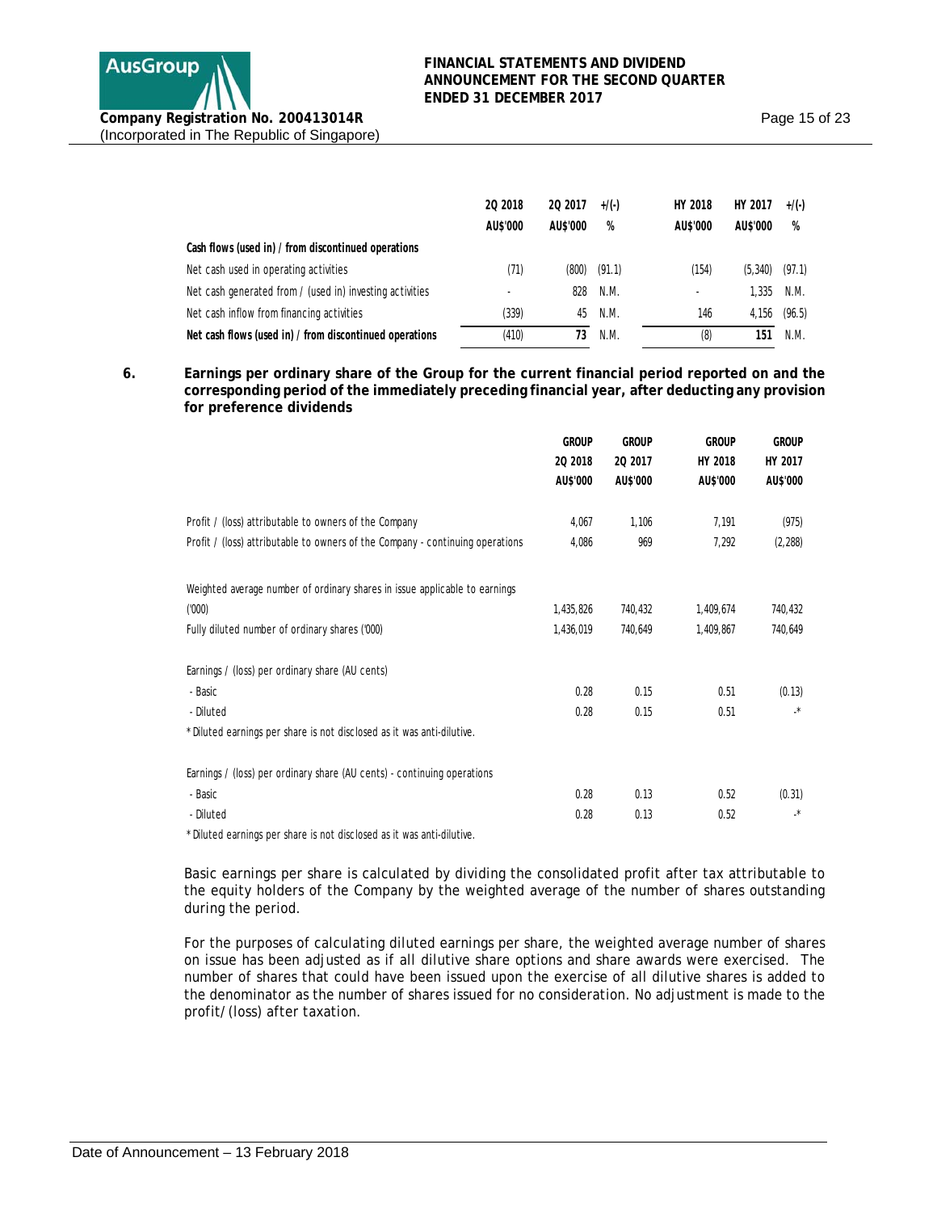| | 2Q 2018 | 2Q 2017 | +/(-) | HY 2018 | HY 2017 | +/(-) |
|---|---|---|---|---|---|---|
| | AU$'000 | AU$'000 | % | AU$'000 | AU$'000 | % |
| **Cash flows (used in) / from discontinued operations** | | | | | | |
| Net cash used in operating activities | (71) | (800) | (91.1) | (154) | (5,340) | (97.1) |
| Net cash generated from / (used in) investing activities | - | 828 | N.M. | - | 1,335 | N.M. |
| Net cash inflow from financing activities | (339) | 45 | N.M. | 146 | 4,156 | (96.5) |
| **Net cash flows (used in) / from discontinued operations** | **(410)** | **73** | N.M. | (8) | **151** | N.M. |

## 6. Earnings per ordinary share of the Group for the current financial period reported on and the corresponding period of the immediately preceding financial year, after deducting any provision for preference dividends

| | GROUP | GROUP | GROUP | GROUP |
|---|---|---|---|---|
| | 2Q 2018 | 2Q 2017 | HY 2018 | HY 2017 |
| | AU$'000 | AU$'000 | AU$'000 | AU$'000 |
| Profit / (loss) attributable to owners of the Company | 4,067 | 1,106 | 7,191 | (975) |
| Profit / (loss) attributable to owners of the Company - continuing operations | 4,086 | 969 | 7,292 | (2,288) |
| Weighted average number of ordinary shares in issue applicable to earnings ('000) | 1,435,826 | 740,432 | 1,409,674 | 740,432 |
| Fully diluted number of ordinary shares ('000) | 1,436,019 | 740,649 | 1,409,867 | 740,649 |
| Earnings / (loss) per ordinary share (AU cents) | | | | |
| - Basic | 0.28 | 0.15 | 0.51 | (0.13) |
| - Diluted | 0.28 | 0.15 | 0.51 | -* |

* Diluted earnings per share is not disclosed as it was anti-dilutive.

| | 2Q 2018 | 2Q 2017 | HY 2018 | HY 2017 |
|---|---|---|---|---|
| Earnings / (loss) per ordinary share (AU cents) - continuing operations | | | | |
| - Basic | 0.28 | 0.13 | 0.52 | (0.31) |
| - Diluted | 0.28 | 0.13 | 0.52 | -* |

* Diluted earnings per share is not disclosed as it was anti-dilutive.

Basic earnings per share is calculated by dividing the consolidated profit after tax attributable to the equity holders of the Company by the weighted average of the number of shares outstanding during the period.

For the purposes of calculating diluted earnings per share, the weighted average number of shares on issue has been adjusted as if all dilutive share options and share awards were exercised. The number of shares that could have been issued upon the exercise of all dilutive shares is added to the denominator as the number of shares issued for no consideration. No adjustment is made to the profit/(loss) after taxation.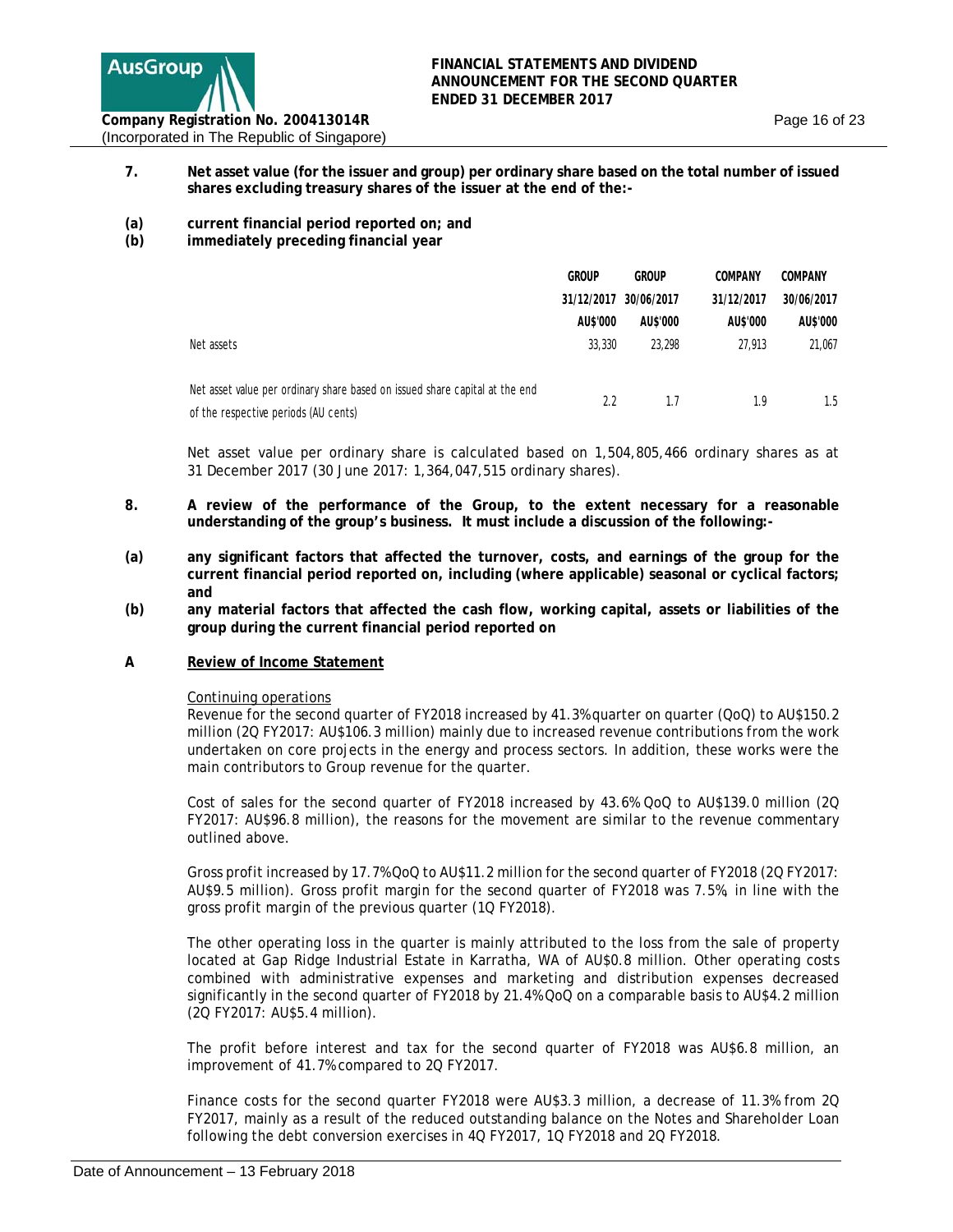**7. Net asset value (for the issuer and group) per ordinary share based on the total number of issued shares excluding treasury shares of the issuer at the end of the:-**

**(a) current financial period reported on; and**

**(b) immediately preceding financial year**

| | GROUP | GROUP | COMPANY | COMPANY |
|---|---|---|---|---|
| | 31/12/2017 | 30/06/2017 | 31/12/2017 | 30/06/2017 |
| | AU$'000 | AU$'000 | AU$'000 | AU$'000 |
| Net assets | 33,330 | 23,298 | 27,913 | 21,067 |
| Net asset value per ordinary share based on issued share capital at the end of the respective periods (AU cents) | 2.2 | 1.7 | 1.9 | 1.5 |

Net asset value per ordinary share is calculated based on 1,504,805,466 ordinary shares as at 31 December 2017 (30 June 2017: 1,364,047,515 ordinary shares).

**8. A review of the performance of the Group, to the extent necessary for a reasonable understanding of the group's business. It must include a discussion of the following:-**

**(a) any significant factors that affected the turnover, costs, and earnings of the group for the current financial period reported on, including (where applicable) seasonal or cyclical factors; and**

**(b) any material factors that affected the cash flow, working capital, assets or liabilities of the group during the current financial period reported on**

**A <u>Review of Income Statement</u>**

<u>Continuing operations</u>

Revenue for the second quarter of FY2018 increased by 41.3% quarter on quarter (QoQ) to AU$150.2 million (2Q FY2017: AU$106.3 million) mainly due to increased revenue contributions from the work undertaken on core projects in the energy and process sectors. In addition, these works were the main contributors to Group revenue for the quarter.

Cost of sales for the second quarter of FY2018 increased by 43.6% QoQ to AU$139.0 million (2Q FY2017: AU$96.8 million), the reasons for the movement are similar to the revenue commentary outlined above.

Gross profit increased by 17.7% QoQ to AU$11.2 million for the second quarter of FY2018 (2Q FY2017: AU$9.5 million). Gross profit margin for the second quarter of FY2018 was 7.5%, in line with the gross profit margin of the previous quarter (1Q FY2018).

The other operating loss in the quarter is mainly attributed to the loss from the sale of property located at Gap Ridge Industrial Estate in Karratha, WA of AU$0.8 million. Other operating costs combined with administrative expenses and marketing and distribution expenses decreased significantly in the second quarter of FY2018 by 21.4% QoQ on a comparable basis to AU$4.2 million (2Q FY2017: AU$5.4 million).

The profit before interest and tax for the second quarter of FY2018 was AU$6.8 million, an improvement of 41.7% compared to 2Q FY2017.

Finance costs for the second quarter FY2018 were AU$3.3 million, a decrease of 11.3% from 2Q FY2017, mainly as a result of the reduced outstanding balance on the Notes and Shareholder Loan following the debt conversion exercises in 4Q FY2017, 1Q FY2018 and 2Q FY2018.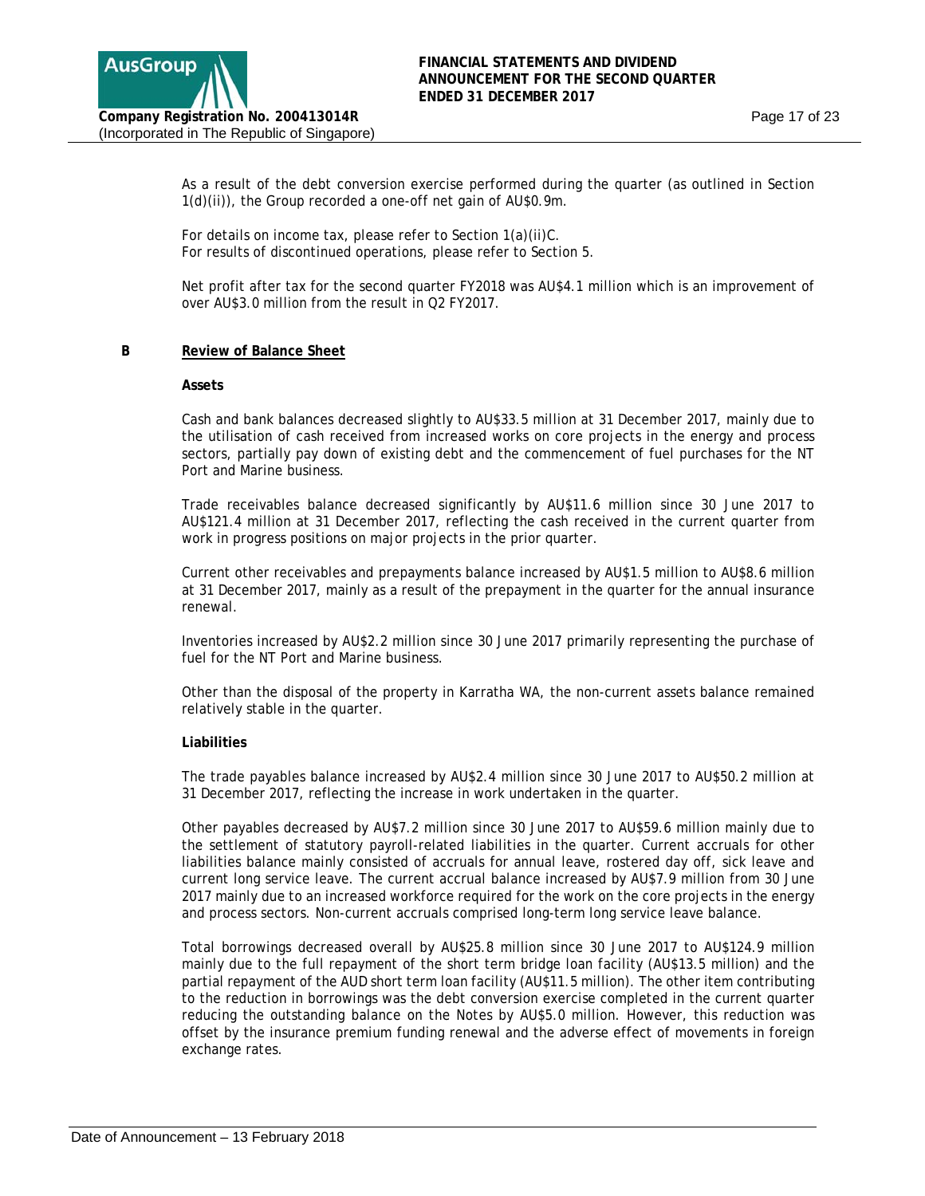As a result of the debt conversion exercise performed during the quarter (as outlined in Section 1(d)(ii)), the Group recorded a one-off net gain of AU$0.9m.

For details on income tax, please refer to Section 1(a)(ii)C.
For results of discontinued operations, please refer to Section 5.

Net profit after tax for the second quarter FY2018 was AU$4.1 million which is an improvement of over AU$3.0 million from the result in Q2 FY2017.

## B Review of Balance Sheet

**Assets**

Cash and bank balances decreased slightly to AU$33.5 million at 31 December 2017, mainly due to the utilisation of cash received from increased works on core projects in the energy and process sectors, partially pay down of existing debt and the commencement of fuel purchases for the NT Port and Marine business.

Trade receivables balance decreased significantly by AU$11.6 million since 30 June 2017 to AU$121.4 million at 31 December 2017, reflecting the cash received in the current quarter from work in progress positions on major projects in the prior quarter.

Current other receivables and prepayments balance increased by AU$1.5 million to AU$8.6 million at 31 December 2017, mainly as a result of the prepayment in the quarter for the annual insurance renewal.

Inventories increased by AU$2.2 million since 30 June 2017 primarily representing the purchase of fuel for the NT Port and Marine business.

Other than the disposal of the property in Karratha WA, the non-current assets balance remained relatively stable in the quarter.

**Liabilities**

The trade payables balance increased by AU$2.4 million since 30 June 2017 to AU$50.2 million at 31 December 2017, reflecting the increase in work undertaken in the quarter.

Other payables decreased by AU$7.2 million since 30 June 2017 to AU$59.6 million mainly due to the settlement of statutory payroll-related liabilities in the quarter. Current accruals for other liabilities balance mainly consisted of accruals for annual leave, rostered day off, sick leave and current long service leave. The current accrual balance increased by AU$7.9 million from 30 June 2017 mainly due to an increased workforce required for the work on the core projects in the energy and process sectors. Non-current accruals comprised long-term long service leave balance.

Total borrowings decreased overall by AU$25.8 million since 30 June 2017 to AU$124.9 million mainly due to the full repayment of the short term bridge loan facility (AU$13.5 million) and the partial repayment of the AUD short term loan facility (AU$11.5 million). The other item contributing to the reduction in borrowings was the debt conversion exercise completed in the current quarter reducing the outstanding balance on the Notes by AU$5.0 million. However, this reduction was offset by the insurance premium funding renewal and the adverse effect of movements in foreign exchange rates.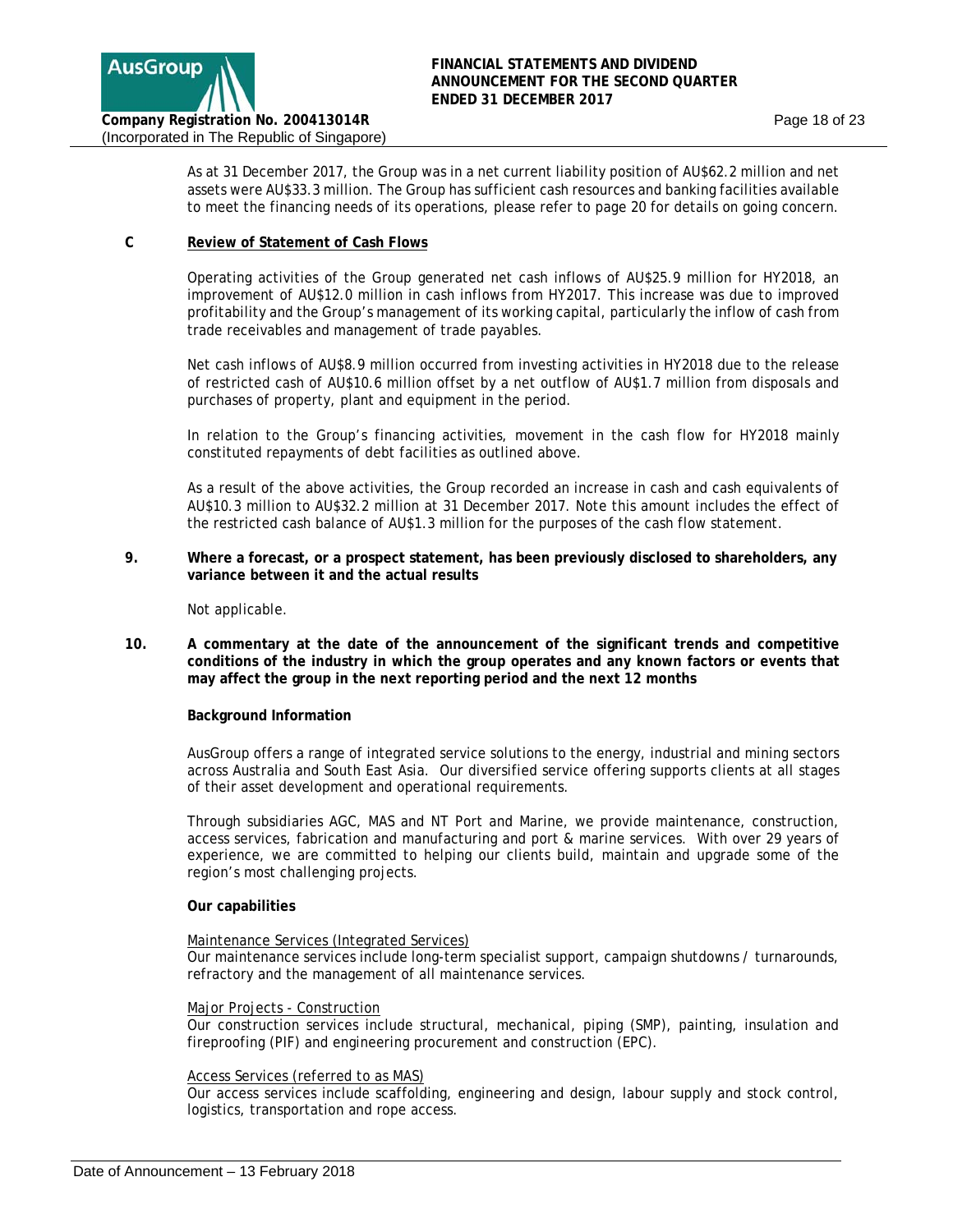As at 31 December 2017, the Group was in a net current liability position of AU$62.2 million and net assets were AU$33.3 million. The Group has sufficient cash resources and banking facilities available to meet the financing needs of its operations, please refer to page 20 for details on going concern.

**C** **Review of Statement of Cash Flows**

Operating activities of the Group generated net cash inflows of AU$25.9 million for HY2018, an improvement of AU$12.0 million in cash inflows from HY2017. This increase was due to improved profitability and the Group's management of its working capital, particularly the inflow of cash from trade receivables and management of trade payables.

Net cash inflows of AU$8.9 million occurred from investing activities in HY2018 due to the release of restricted cash of AU$10.6 million offset by a net outflow of AU$1.7 million from disposals and purchases of property, plant and equipment in the period.

In relation to the Group's financing activities, movement in the cash flow for HY2018 mainly constituted repayments of debt facilities as outlined above.

As a result of the above activities, the Group recorded an increase in cash and cash equivalents of AU$10.3 million to AU$32.2 million at 31 December 2017. Note this amount includes the effect of the restricted cash balance of AU$1.3 million for the purposes of the cash flow statement.

**9. Where a forecast, or a prospect statement, has been previously disclosed to shareholders, any variance between it and the actual results**

Not applicable.

**10. A commentary at the date of the announcement of the significant trends and competitive conditions of the industry in which the group operates and any known factors or events that may affect the group in the next reporting period and the next 12 months**

**Background Information**

AusGroup offers a range of integrated service solutions to the energy, industrial and mining sectors across Australia and South East Asia. Our diversified service offering supports clients at all stages of their asset development and operational requirements.

Through subsidiaries AGC, MAS and NT Port and Marine, we provide maintenance, construction, access services, fabrication and manufacturing and port & marine services. With over 29 years of experience, we are committed to helping our clients build, maintain and upgrade some of the region's most challenging projects.

**Our capabilities**

Maintenance Services (Integrated Services)
Our maintenance services include long-term specialist support, campaign shutdowns / turnarounds, refractory and the management of all maintenance services.

Major Projects - Construction
Our construction services include structural, mechanical, piping (SMP), painting, insulation and fireproofing (PIF) and engineering procurement and construction (EPC).

Access Services (referred to as MAS)
Our access services include scaffolding, engineering and design, labour supply and stock control, logistics, transportation and rope access.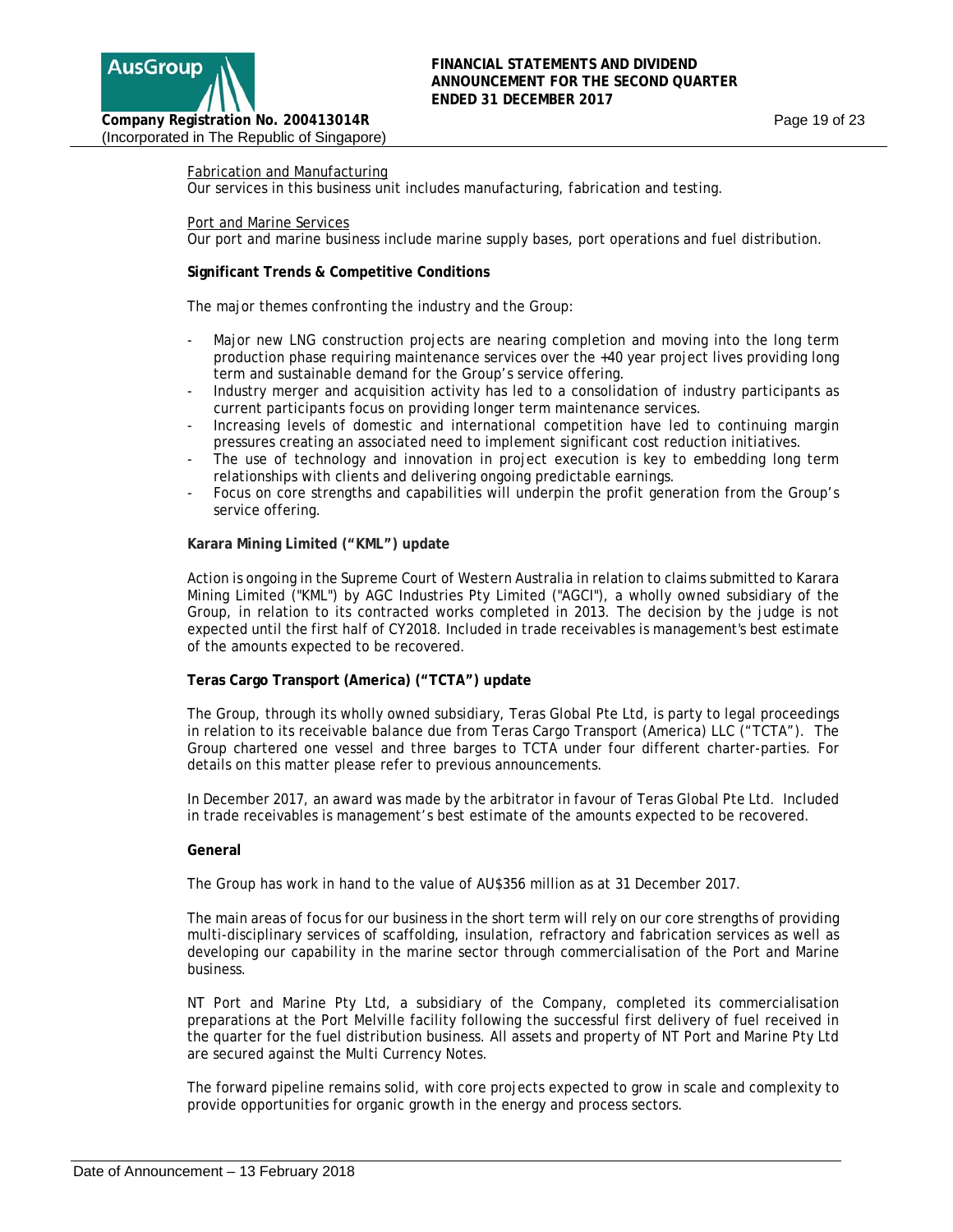Fabrication and Manufacturing

Our services in this business unit includes manufacturing, fabrication and testing.

Port and Marine Services

Our port and marine business include marine supply bases, port operations and fuel distribution.

**Significant Trends & Competitive Conditions**

The major themes confronting the industry and the Group:

- Major new LNG construction projects are nearing completion and moving into the long term production phase requiring maintenance services over the +40 year project lives providing long term and sustainable demand for the Group's service offering.
- Industry merger and acquisition activity has led to a consolidation of industry participants as current participants focus on providing longer term maintenance services.
- Increasing levels of domestic and international competition have led to continuing margin pressures creating an associated need to implement significant cost reduction initiatives.
- The use of technology and innovation in project execution is key to embedding long term relationships with clients and delivering ongoing predictable earnings.
- Focus on core strengths and capabilities will underpin the profit generation from the Group's service offering.

**Karara Mining Limited ("KML") update**

Action is ongoing in the Supreme Court of Western Australia in relation to claims submitted to Karara Mining Limited ("KML") by AGC Industries Pty Limited ("AGCI"), a wholly owned subsidiary of the Group, in relation to its contracted works completed in 2013. The decision by the judge is not expected until the first half of CY2018. Included in trade receivables is management's best estimate of the amounts expected to be recovered.

**Teras Cargo Transport (America) ("TCTA") update**

The Group, through its wholly owned subsidiary, Teras Global Pte Ltd, is party to legal proceedings in relation to its receivable balance due from Teras Cargo Transport (America) LLC ("TCTA"). The Group chartered one vessel and three barges to TCTA under four different charter-parties. For details on this matter please refer to previous announcements.

In December 2017, an award was made by the arbitrator in favour of Teras Global Pte Ltd. Included in trade receivables is management's best estimate of the amounts expected to be recovered.

**General**

The Group has work in hand to the value of AU$356 million as at 31 December 2017.

The main areas of focus for our business in the short term will rely on our core strengths of providing multi-disciplinary services of scaffolding, insulation, refractory and fabrication services as well as developing our capability in the marine sector through commercialisation of the Port and Marine business.

NT Port and Marine Pty Ltd, a subsidiary of the Company, completed its commercialisation preparations at the Port Melville facility following the successful first delivery of fuel received in the quarter for the fuel distribution business. All assets and property of NT Port and Marine Pty Ltd are secured against the Multi Currency Notes.

The forward pipeline remains solid, with core projects expected to grow in scale and complexity to provide opportunities for organic growth in the energy and process sectors.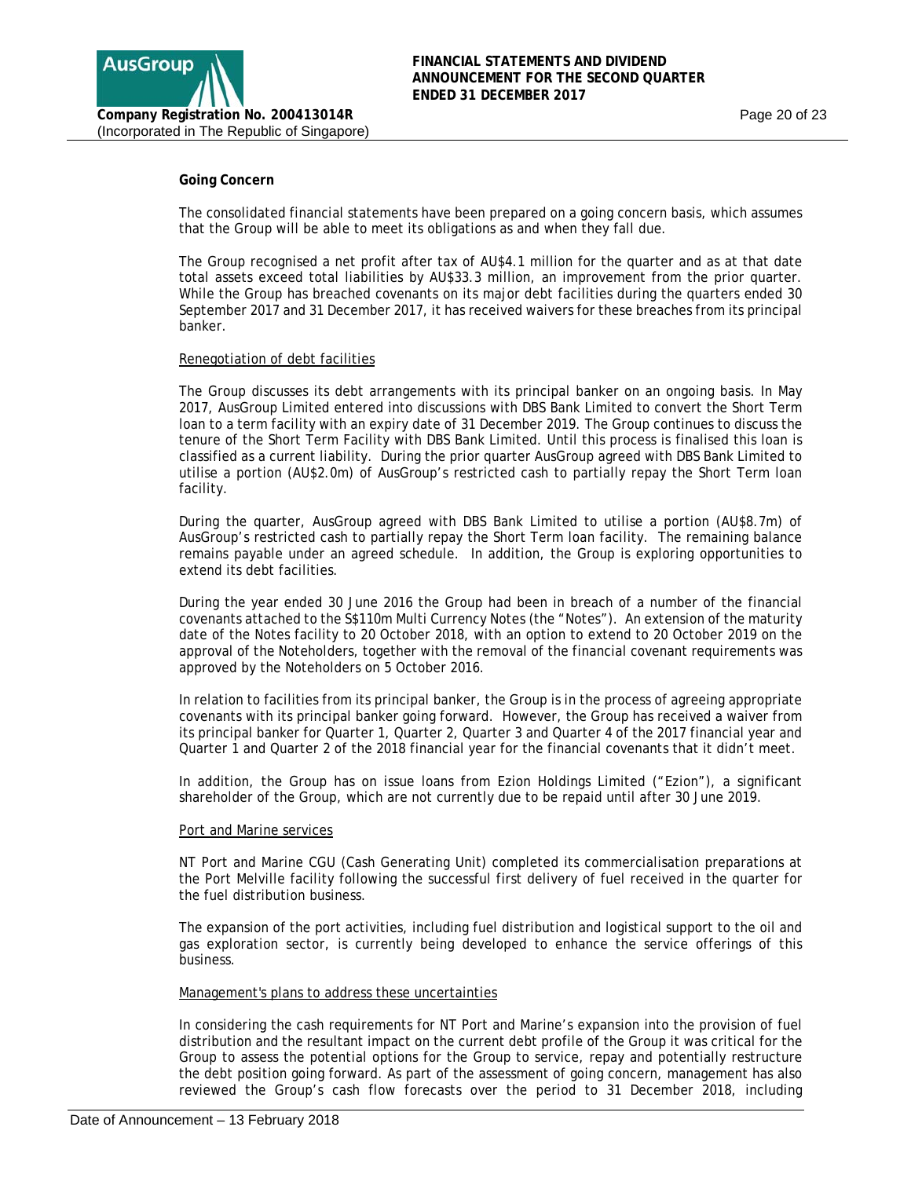**Going Concern**

The consolidated financial statements have been prepared on a going concern basis, which assumes that the Group will be able to meet its obligations as and when they fall due.

The Group recognised a net profit after tax of AU$4.1 million for the quarter and as at that date total assets exceed total liabilities by AU$33.3 million, an improvement from the prior quarter. While the Group has breached covenants on its major debt facilities during the quarters ended 30 September 2017 and 31 December 2017, it has received waivers for these breaches from its principal banker.

Renegotiation of debt facilities

The Group discusses its debt arrangements with its principal banker on an ongoing basis. In May 2017, AusGroup Limited entered into discussions with DBS Bank Limited to convert the Short Term loan to a term facility with an expiry date of 31 December 2019. The Group continues to discuss the tenure of the Short Term Facility with DBS Bank Limited. Until this process is finalised this loan is classified as a current liability. During the prior quarter AusGroup agreed with DBS Bank Limited to utilise a portion (AU$2.0m) of AusGroup's restricted cash to partially repay the Short Term loan facility.

During the quarter, AusGroup agreed with DBS Bank Limited to utilise a portion (AU$8.7m) of AusGroup's restricted cash to partially repay the Short Term loan facility. The remaining balance remains payable under an agreed schedule. In addition, the Group is exploring opportunities to extend its debt facilities.

During the year ended 30 June 2016 the Group had been in breach of a number of the financial covenants attached to the S$110m Multi Currency Notes (the "Notes"). An extension of the maturity date of the Notes facility to 20 October 2018, with an option to extend to 20 October 2019 on the approval of the Noteholders, together with the removal of the financial covenant requirements was approved by the Noteholders on 5 October 2016.

In relation to facilities from its principal banker, the Group is in the process of agreeing appropriate covenants with its principal banker going forward. However, the Group has received a waiver from its principal banker for Quarter 1, Quarter 2, Quarter 3 and Quarter 4 of the 2017 financial year and Quarter 1 and Quarter 2 of the 2018 financial year for the financial covenants that it didn't meet.

In addition, the Group has on issue loans from Ezion Holdings Limited ("Ezion"), a significant shareholder of the Group, which are not currently due to be repaid until after 30 June 2019.

Port and Marine services

NT Port and Marine CGU (Cash Generating Unit) completed its commercialisation preparations at the Port Melville facility following the successful first delivery of fuel received in the quarter for the fuel distribution business.

The expansion of the port activities, including fuel distribution and logistical support to the oil and gas exploration sector, is currently being developed to enhance the service offerings of this business.

Management's plans to address these uncertainties

In considering the cash requirements for NT Port and Marine's expansion into the provision of fuel distribution and the resultant impact on the current debt profile of the Group it was critical for the Group to assess the potential options for the Group to service, repay and potentially restructure the debt position going forward. As part of the assessment of going concern, management has also reviewed the Group's cash flow forecasts over the period to 31 December 2018, including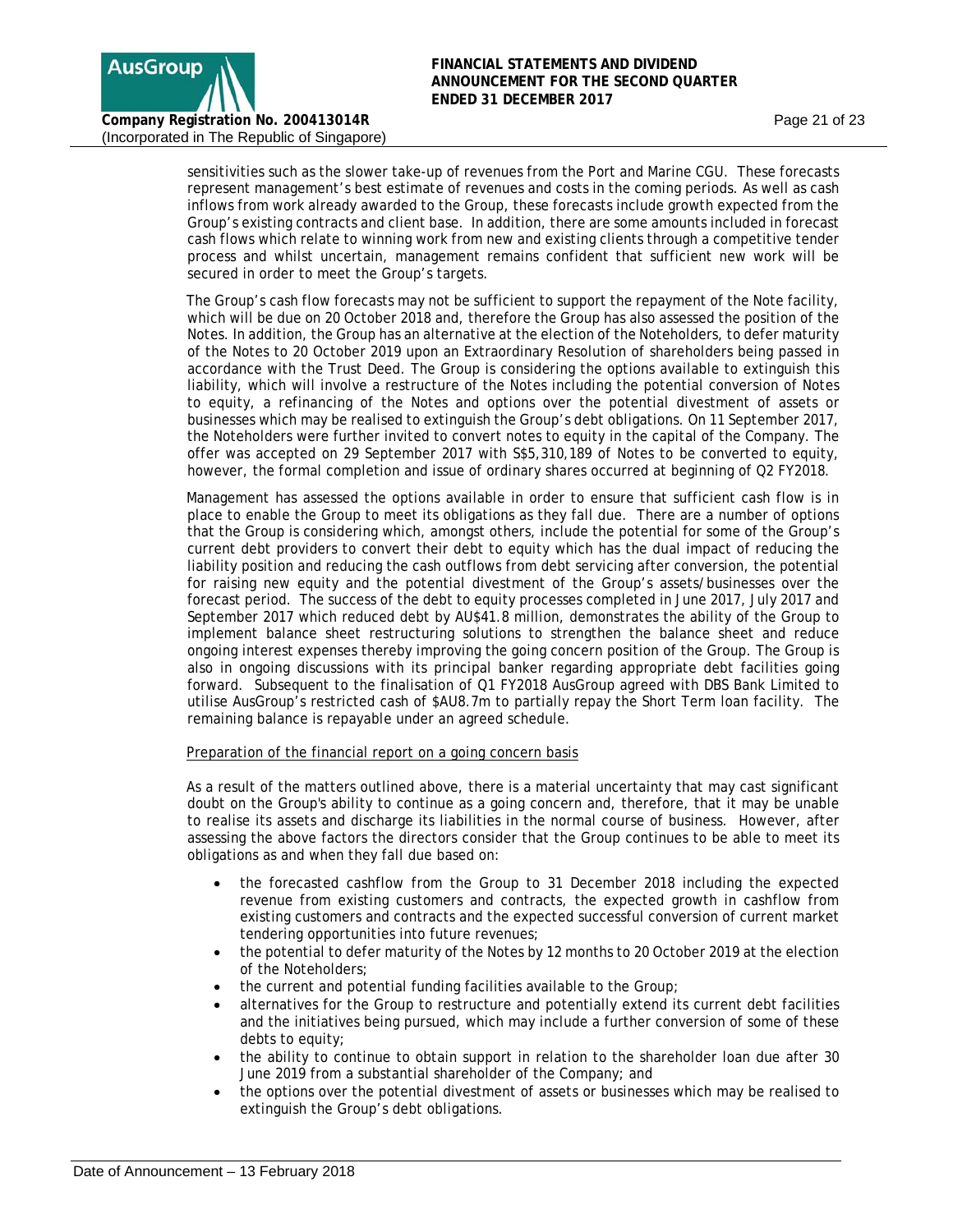sensitivities such as the slower take-up of revenues from the Port and Marine CGU. These forecasts represent management's best estimate of revenues and costs in the coming periods. As well as cash inflows from work already awarded to the Group, these forecasts include growth expected from the Group's existing contracts and client base. In addition, there are some amounts included in forecast cash flows which relate to winning work from new and existing clients through a competitive tender process and whilst uncertain, management remains confident that sufficient new work will be secured in order to meet the Group's targets.

The Group's cash flow forecasts may not be sufficient to support the repayment of the Note facility, which will be due on 20 October 2018 and, therefore the Group has also assessed the position of the Notes. In addition, the Group has an alternative at the election of the Noteholders, to defer maturity of the Notes to 20 October 2019 upon an Extraordinary Resolution of shareholders being passed in accordance with the Trust Deed. The Group is considering the options available to extinguish this liability, which will involve a restructure of the Notes including the potential conversion of Notes to equity, a refinancing of the Notes and options over the potential divestment of assets or businesses which may be realised to extinguish the Group's debt obligations. On 11 September 2017, the Noteholders were further invited to convert notes to equity in the capital of the Company. The offer was accepted on 29 September 2017 with S$5,310,189 of Notes to be converted to equity, however, the formal completion and issue of ordinary shares occurred at beginning of Q2 FY2018.

Management has assessed the options available in order to ensure that sufficient cash flow is in place to enable the Group to meet its obligations as they fall due. There are a number of options that the Group is considering which, amongst others, include the potential for some of the Group's current debt providers to convert their debt to equity which has the dual impact of reducing the liability position and reducing the cash outflows from debt servicing after conversion, the potential for raising new equity and the potential divestment of the Group's assets/businesses over the forecast period. The success of the debt to equity processes completed in June 2017, July 2017 and September 2017 which reduced debt by AU$41.8 million, demonstrates the ability of the Group to implement balance sheet restructuring solutions to strengthen the balance sheet and reduce ongoing interest expenses thereby improving the going concern position of the Group. The Group is also in ongoing discussions with its principal banker regarding appropriate debt facilities going forward. Subsequent to the finalisation of Q1 FY2018 AusGroup agreed with DBS Bank Limited to utilise AusGroup's restricted cash of $AU8.7m to partially repay the Short Term loan facility. The remaining balance is repayable under an agreed schedule.

Preparation of the financial report on a going concern basis

As a result of the matters outlined above, there is a material uncertainty that may cast significant doubt on the Group's ability to continue as a going concern and, therefore, that it may be unable to realise its assets and discharge its liabilities in the normal course of business. However, after assessing the above factors the directors consider that the Group continues to be able to meet its obligations as and when they fall due based on:

- the forecasted cashflow from the Group to 31 December 2018 including the expected revenue from existing customers and contracts, the expected growth in cashflow from existing customers and contracts and the expected successful conversion of current market tendering opportunities into future revenues;
- the potential to defer maturity of the Notes by 12 months to 20 October 2019 at the election of the Noteholders;
- the current and potential funding facilities available to the Group;
- alternatives for the Group to restructure and potentially extend its current debt facilities and the initiatives being pursued, which may include a further conversion of some of these debts to equity;
- the ability to continue to obtain support in relation to the shareholder loan due after 30 June 2019 from a substantial shareholder of the Company; and
- the options over the potential divestment of assets or businesses which may be realised to extinguish the Group's debt obligations.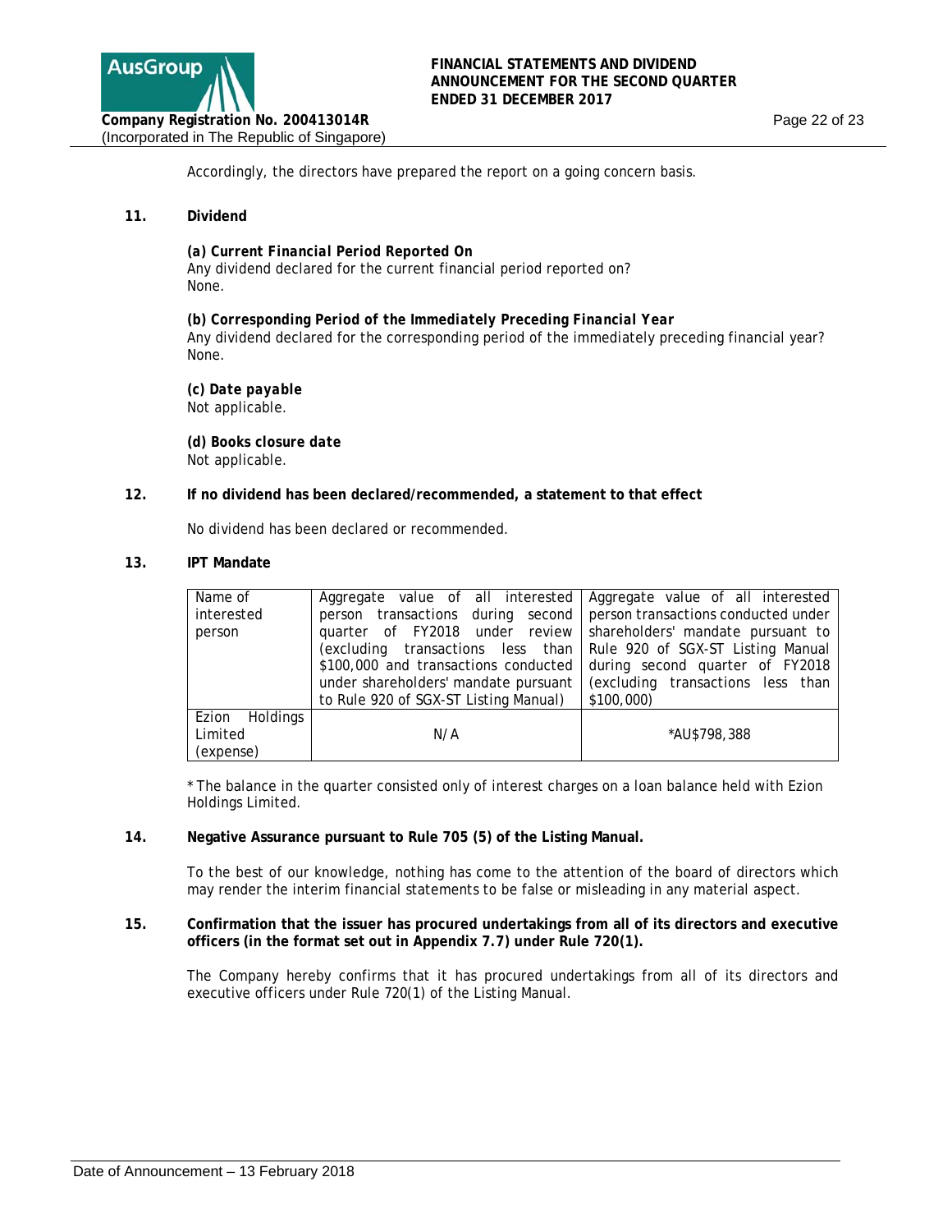Accordingly, the directors have prepared the report on a going concern basis.

## 11. Dividend

***(a) Current Financial Period Reported On***
Any dividend declared for the current financial period reported on?
None.

***(b) Corresponding Period of the Immediately Preceding Financial Year***
Any dividend declared for the corresponding period of the immediately preceding financial year?
None.

***(c) Date payable***
Not applicable.

***(d) Books closure date***
Not applicable.

## 12. If no dividend has been declared/recommended, a statement to that effect

No dividend has been declared or recommended.

## 13. IPT Mandate

| Name of interested person | Aggregate value of all interested person transactions during second quarter of FY2018 under review (excluding transactions less than $100,000 and transactions conducted under shareholders' mandate pursuant to Rule 920 of SGX-ST Listing Manual) | Aggregate value of all interested person transactions conducted under shareholders' mandate pursuant to Rule 920 of SGX-ST Listing Manual during second quarter of FY2018 (excluding transactions less than $100,000) |
|---|---|---|
| Ezion Holdings Limited (expense) | N/A | *AU$798,388 |

* The balance in the quarter consisted only of interest charges on a loan balance held with Ezion Holdings Limited.

## 14. Negative Assurance pursuant to Rule 705 (5) of the Listing Manual.

To the best of our knowledge, nothing has come to the attention of the board of directors which may render the interim financial statements to be false or misleading in any material aspect.

## 15. Confirmation that the issuer has procured undertakings from all of its directors and executive officers (in the format set out in Appendix 7.7) under Rule 720(1).

The Company hereby confirms that it has procured undertakings from all of its directors and executive officers under Rule 720(1) of the Listing Manual.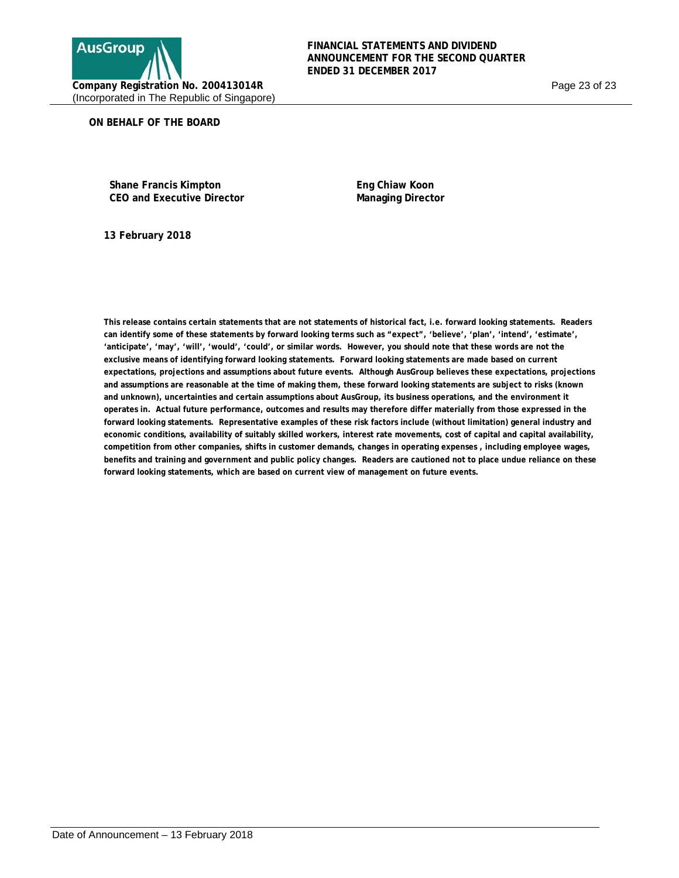**ON BEHALF OF THE BOARD**

| | |
|---|---|
| **Shane Francis Kimpton** | **Eng Chiaw Koon** |
| **CEO and Executive Director** | **Managing Director** |

**13 February 2018**

**This release contains certain statements that are not statements of historical fact, i.e. forward looking statements. Readers can identify some of these statements by forward looking terms such as "expect", 'believe', 'plan', 'intend', 'estimate', 'anticipate', 'may', 'will', 'would', 'could', or similar words. However, you should note that these words are not the exclusive means of identifying forward looking statements. Forward looking statements are made based on current expectations, projections and assumptions about future events. Although AusGroup believes these expectations, projections and assumptions are reasonable at the time of making them, these forward looking statements are subject to risks (known and unknown), uncertainties and certain assumptions about AusGroup, its business operations, and the environment it operates in. Actual future performance, outcomes and results may therefore differ materially from those expressed in the forward looking statements. Representative examples of these risk factors include (without limitation) general industry and economic conditions, availability of suitably skilled workers, interest rate movements, cost of capital and capital availability, competition from other companies, shifts in customer demands, changes in operating expenses , including employee wages, benefits and training and government and public policy changes. Readers are cautioned not to place undue reliance on these forward looking statements, which are based on current view of management on future events.**